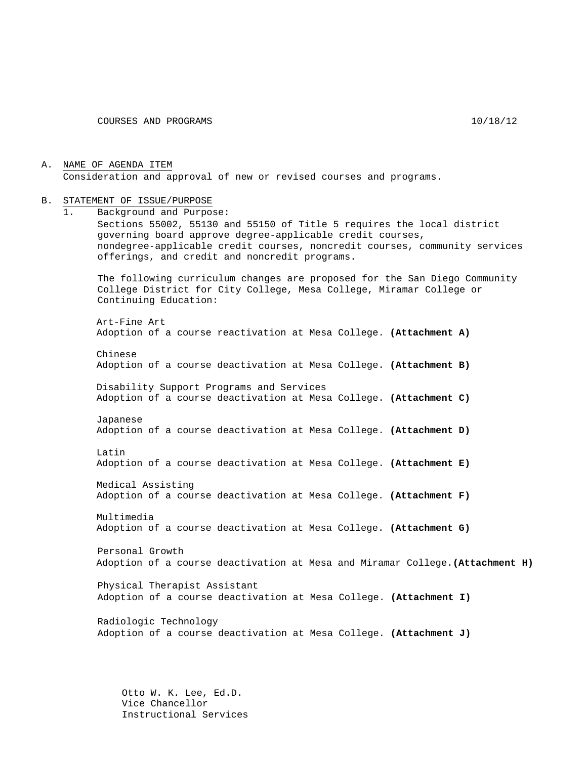COURSES AND PROGRAMS 10/18/12

A. NAME OF AGENDA ITEM
Consideration and approval of new or revised courses and programs.

B. STATEMENT OF ISSUE/PURPOSE

1. Background and Purpose:
Sections 55002, 55130 and 55150 of Title 5 requires the local district governing board approve degree-applicable credit courses, nondegree-applicable credit courses, noncredit courses, community services offerings, and credit and noncredit programs.

The following curriculum changes are proposed for the San Diego Community College District for City College, Mesa College, Miramar College or Continuing Education:

Art-Fine Art
Adoption of a course reactivation at Mesa College. **(Attachment A)**

Chinese
Adoption of a course deactivation at Mesa College. **(Attachment B)**

Disability Support Programs and Services
Adoption of a course deactivation at Mesa College. **(Attachment C)**

Japanese
Adoption of a course deactivation at Mesa College. **(Attachment D)**

Latin
Adoption of a course deactivation at Mesa College. **(Attachment E)**

Medical Assisting
Adoption of a course deactivation at Mesa College. **(Attachment F)**

Multimedia
Adoption of a course deactivation at Mesa College. **(Attachment G)**

Personal Growth
Adoption of a course deactivation at Mesa and Miramar College. **(Attachment H)**

Physical Therapist Assistant
Adoption of a course deactivation at Mesa College. **(Attachment I)**

Radiologic Technology
Adoption of a course deactivation at Mesa College. **(Attachment J)**

Otto W. K. Lee, Ed.D.
Vice Chancellor
Instructional Services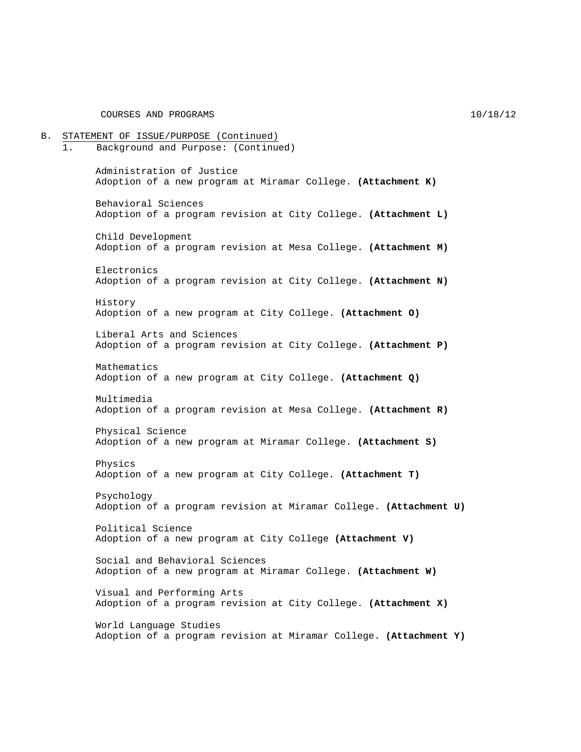B. STATEMENT OF ISSUE/PURPOSE (Continued)

1. Background and Purpose: (Continued)

Administration of Justice
Adoption of a new program at Miramar College. **(Attachment K)**

Behavioral Sciences
Adoption of a program revision at City College. **(Attachment L)**

Child Development
Adoption of a program revision at Mesa College. **(Attachment M)**

Electronics
Adoption of a program revision at City College. **(Attachment N)**

History
Adoption of a new program at City College. **(Attachment O)**

Liberal Arts and Sciences
Adoption of a program revision at City College. **(Attachment P)**

Mathematics
Adoption of a new program at City College. **(Attachment Q)**

Multimedia
Adoption of a program revision at Mesa College. **(Attachment R)**

Physical Science
Adoption of a new program at Miramar College. **(Attachment S)**

Physics
Adoption of a new program at City College. **(Attachment T)**

Psychology
Adoption of a program revision at Miramar College. **(Attachment U)**

Political Science
Adoption of a new program at City College **(Attachment V)**

Social and Behavioral Sciences
Adoption of a new program at Miramar College. **(Attachment W)**

Visual and Performing Arts
Adoption of a program revision at City College. **(Attachment X)**

World Language Studies
Adoption of a program revision at Miramar College. **(Attachment Y)**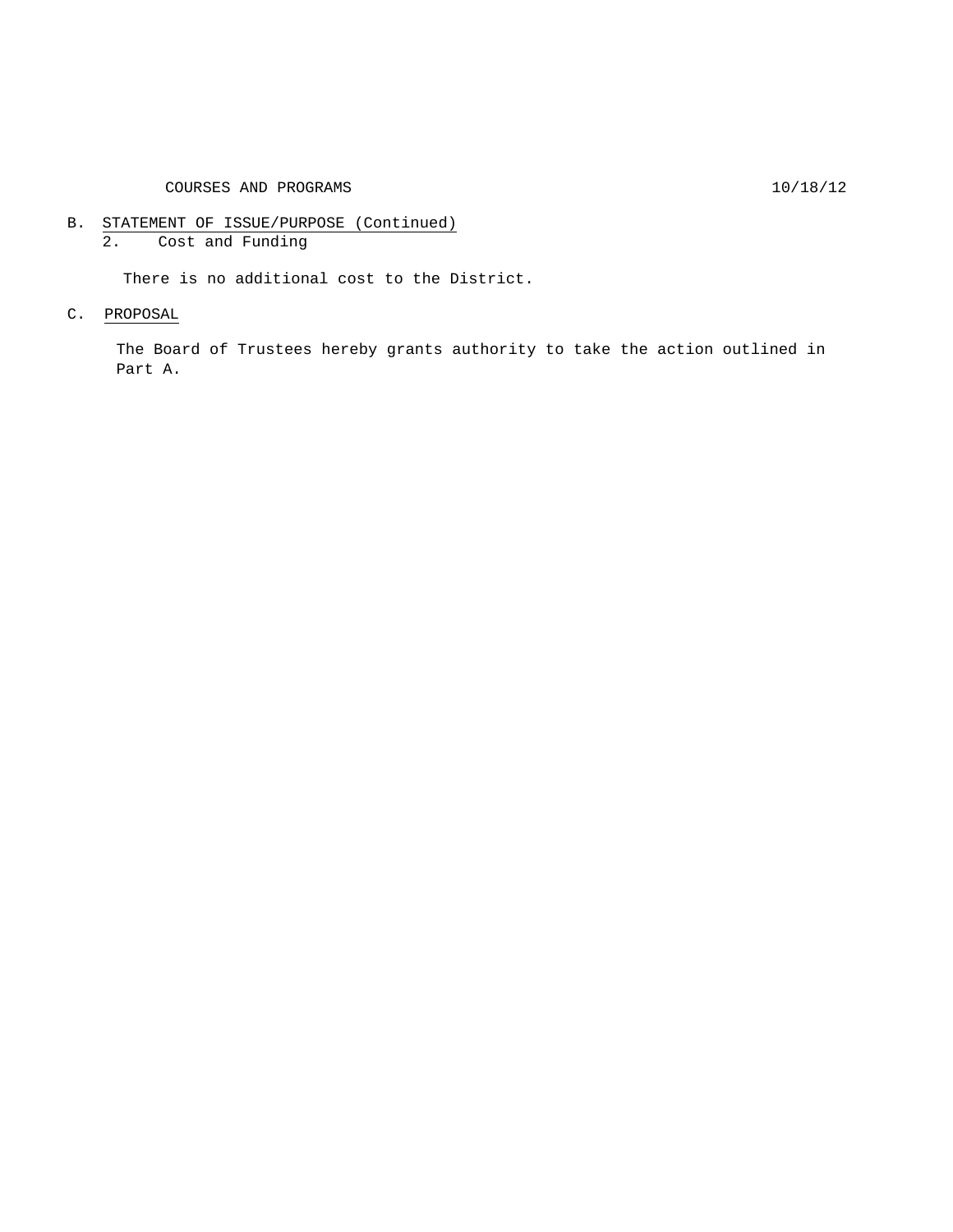B. STATEMENT OF ISSUE/PURPOSE (Continued)

2. Cost and Funding

There is no additional cost to the District.

C. PROPOSAL

The Board of Trustees hereby grants authority to take the action outlined in Part A.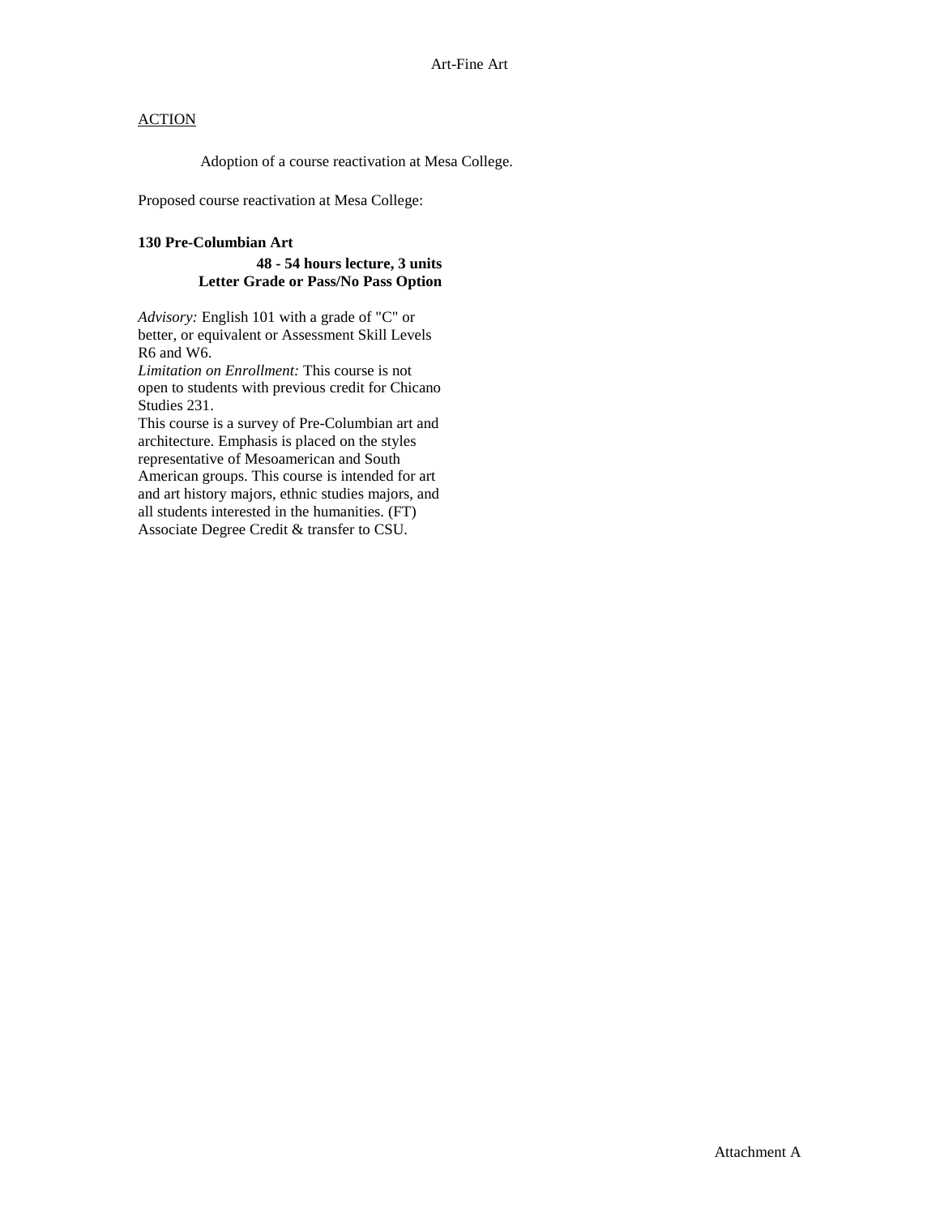ACTION

Adoption of a course reactivation at Mesa College.

Proposed course reactivation at Mesa College:

**130 Pre-Columbian Art**

**48 - 54 hours lecture, 3 units**
**Letter Grade or Pass/No Pass Option**

*Advisory:* English 101 with a grade of "C" or better, or equivalent or Assessment Skill Levels R6 and W6.
*Limitation on Enrollment:* This course is not open to students with previous credit for Chicano Studies 231.
This course is a survey of Pre-Columbian art and architecture. Emphasis is placed on the styles representative of Mesoamerican and South American groups. This course is intended for art and art history majors, ethnic studies majors, and all students interested in the humanities. (FT)
Associate Degree Credit & transfer to CSU.

Attachment A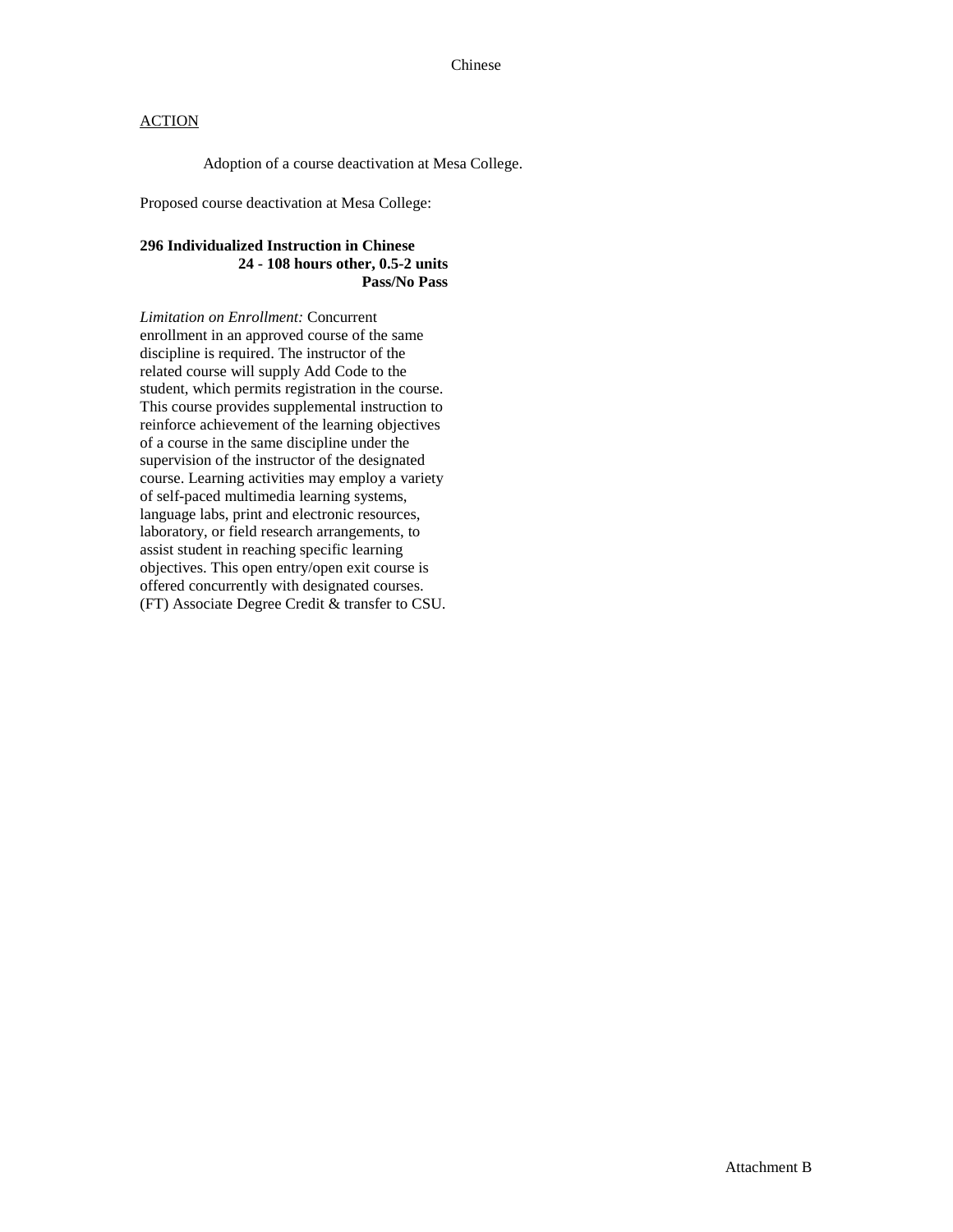Chinese

ACTION

Adoption of a course deactivation at Mesa College.

Proposed course deactivation at Mesa College:

**296 Individualized Instruction in Chinese**
**24 - 108 hours other, 0.5-2 units**
**Pass/No Pass**

*Limitation on Enrollment:* Concurrent enrollment in an approved course of the same discipline is required. The instructor of the related course will supply Add Code to the student, which permits registration in the course. This course provides supplemental instruction to reinforce achievement of the learning objectives of a course in the same discipline under the supervision of the instructor of the designated course. Learning activities may employ a variety of self-paced multimedia learning systems, language labs, print and electronic resources, laboratory, or field research arrangements, to assist student in reaching specific learning objectives. This open entry/open exit course is offered concurrently with designated courses. (FT) Associate Degree Credit & transfer to CSU.

Attachment B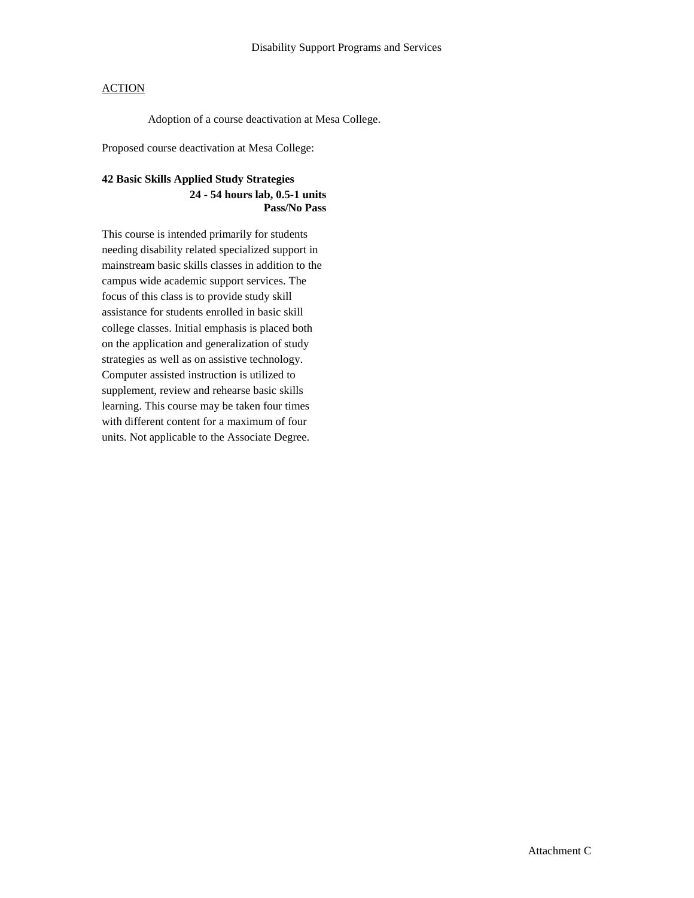Disability Support Programs and Services

ACTION

Adoption of a course deactivation at Mesa College.

Proposed course deactivation at Mesa College:

**42 Basic Skills Applied Study Strategies**
**24 - 54 hours lab, 0.5-1 units**
**Pass/No Pass**

This course is intended primarily for students needing disability related specialized support in mainstream basic skills classes in addition to the campus wide academic support services. The focus of this class is to provide study skill assistance for students enrolled in basic skill college classes. Initial emphasis is placed both on the application and generalization of study strategies as well as on assistive technology. Computer assisted instruction is utilized to supplement, review and rehearse basic skills learning. This course may be taken four times with different content for a maximum of four units. Not applicable to the Associate Degree.

Attachment C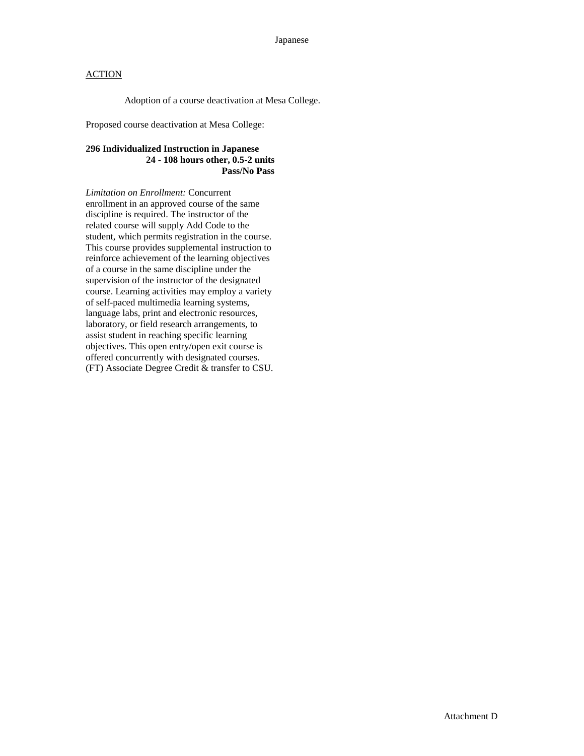Japanese

ACTION

Adoption of a course deactivation at Mesa College.

Proposed course deactivation at Mesa College:

**296 Individualized Instruction in Japanese**
**24 - 108 hours other, 0.5-2 units**
**Pass/No Pass**

*Limitation on Enrollment:* Concurrent enrollment in an approved course of the same discipline is required. The instructor of the related course will supply Add Code to the student, which permits registration in the course. This course provides supplemental instruction to reinforce achievement of the learning objectives of a course in the same discipline under the supervision of the instructor of the designated course. Learning activities may employ a variety of self-paced multimedia learning systems, language labs, print and electronic resources, laboratory, or field research arrangements, to assist student in reaching specific learning objectives. This open entry/open exit course is offered concurrently with designated courses. (FT) Associate Degree Credit & transfer to CSU.

Attachment D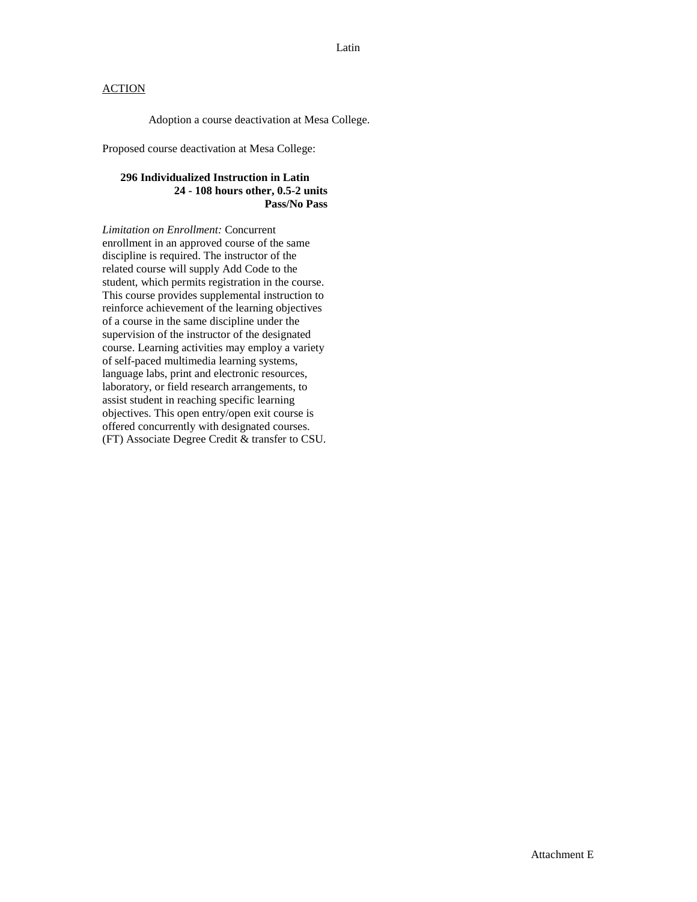Latin

ACTION

Adoption a course deactivation at Mesa College.

Proposed course deactivation at Mesa College:

**296 Individualized Instruction in Latin**
**24 - 108 hours other, 0.5-2 units**
**Pass/No Pass**

*Limitation on Enrollment:* Concurrent enrollment in an approved course of the same discipline is required. The instructor of the related course will supply Add Code to the student, which permits registration in the course. This course provides supplemental instruction to reinforce achievement of the learning objectives of a course in the same discipline under the supervision of the instructor of the designated course. Learning activities may employ a variety of self-paced multimedia learning systems, language labs, print and electronic resources, laboratory, or field research arrangements, to assist student in reaching specific learning objectives. This open entry/open exit course is offered concurrently with designated courses. (FT) Associate Degree Credit & transfer to CSU.

Attachment E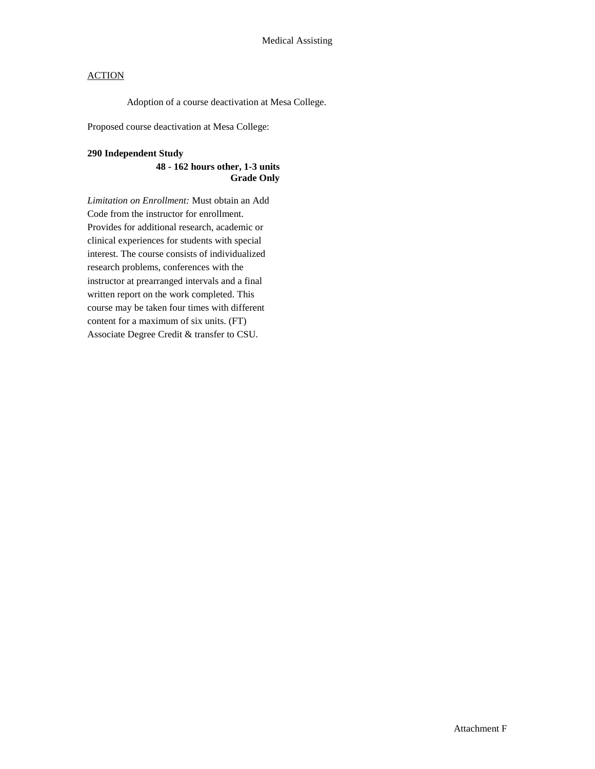Medical Assisting

<u>ACTION</u>

Adoption of a course deactivation at Mesa College.

Proposed course deactivation at Mesa College:

**290 Independent Study**
**48 - 162 hours other, 1-3 units**
**Grade Only**

*Limitation on Enrollment:* Must obtain an Add Code from the instructor for enrollment. Provides for additional research, academic or clinical experiences for students with special interest. The course consists of individualized research problems, conferences with the instructor at prearranged intervals and a final written report on the work completed. This course may be taken four times with different content for a maximum of six units. (FT) Associate Degree Credit & transfer to CSU.

Attachment F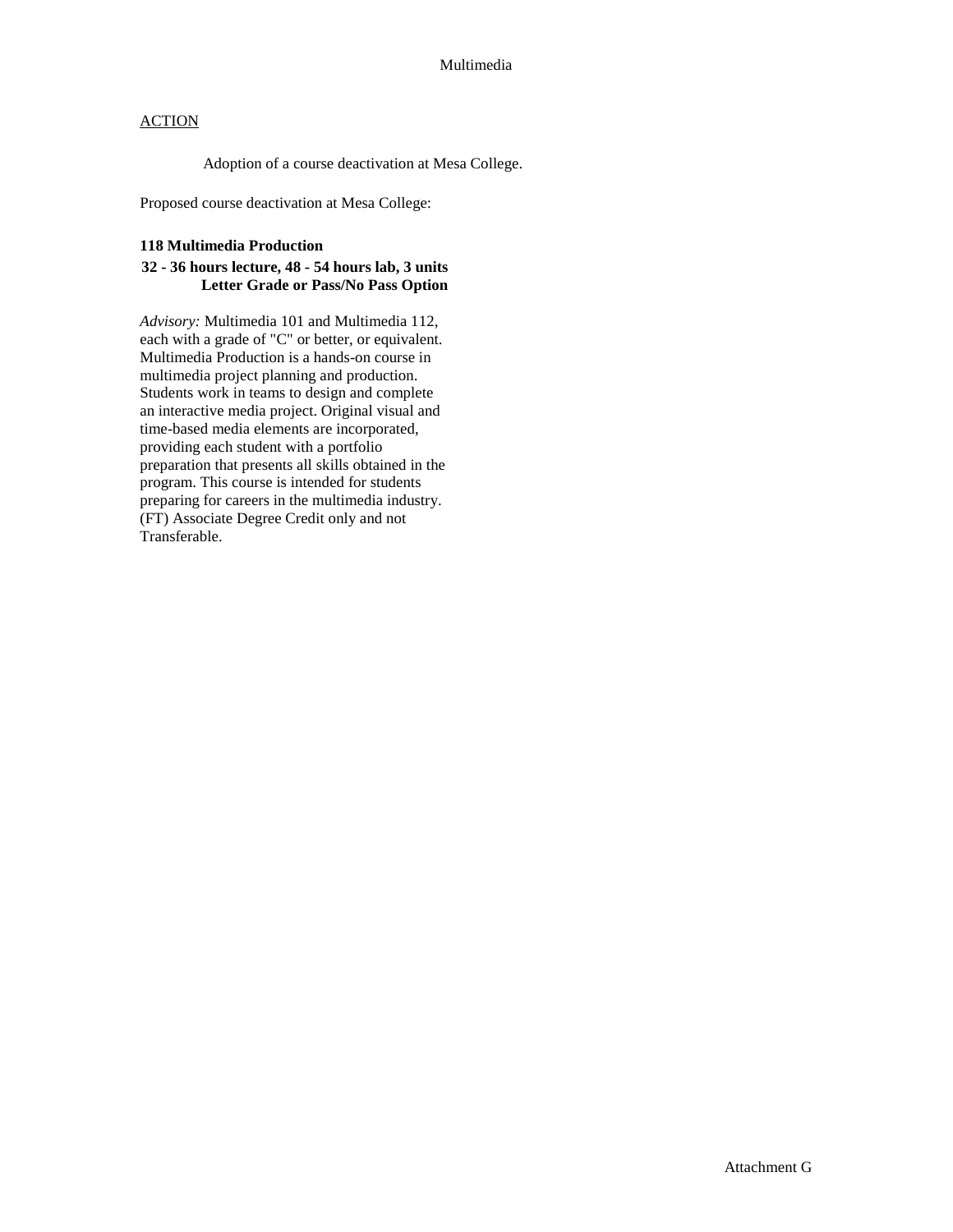Multimedia

ACTION

Adoption of a course deactivation at Mesa College.

Proposed course deactivation at Mesa College:

**118 Multimedia Production**

**32 - 36 hours lecture, 48 - 54 hours lab, 3 units**
**Letter Grade or Pass/No Pass Option**

*Advisory:* Multimedia 101 and Multimedia 112, each with a grade of "C" or better, or equivalent. Multimedia Production is a hands-on course in multimedia project planning and production. Students work in teams to design and complete an interactive media project. Original visual and time-based media elements are incorporated, providing each student with a portfolio preparation that presents all skills obtained in the program. This course is intended for students preparing for careers in the multimedia industry. (FT) Associate Degree Credit only and not Transferable.

Attachment G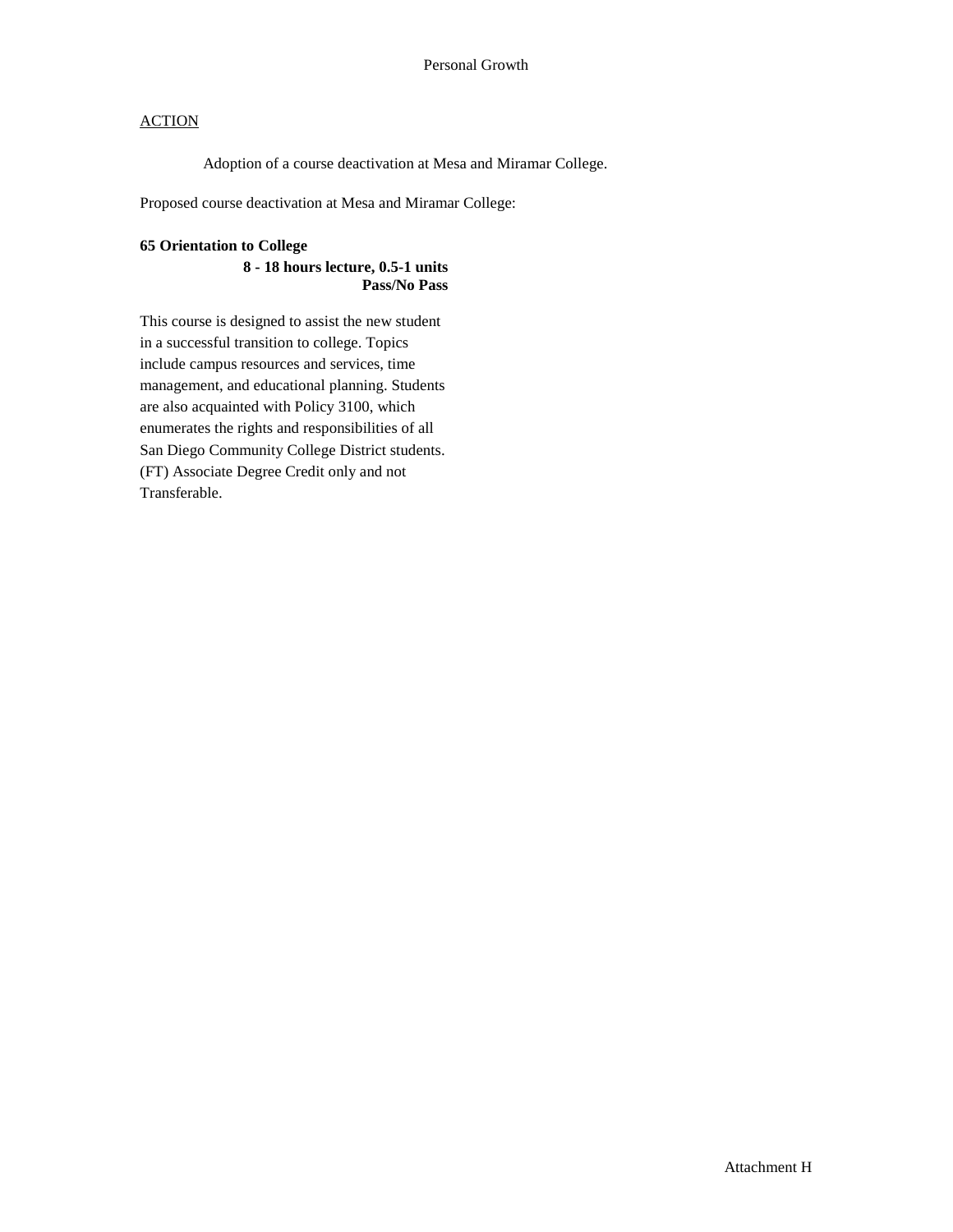## Personal Growth

ACTION

Adoption of a course deactivation at Mesa and Miramar College.

Proposed course deactivation at Mesa and Miramar College:

**65 Orientation to College**
**8 - 18 hours lecture, 0.5-1 units**
**Pass/No Pass**

This course is designed to assist the new student in a successful transition to college. Topics include campus resources and services, time management, and educational planning. Students are also acquainted with Policy 3100, which enumerates the rights and responsibilities of all San Diego Community College District students. (FT) Associate Degree Credit only and not Transferable.

Attachment H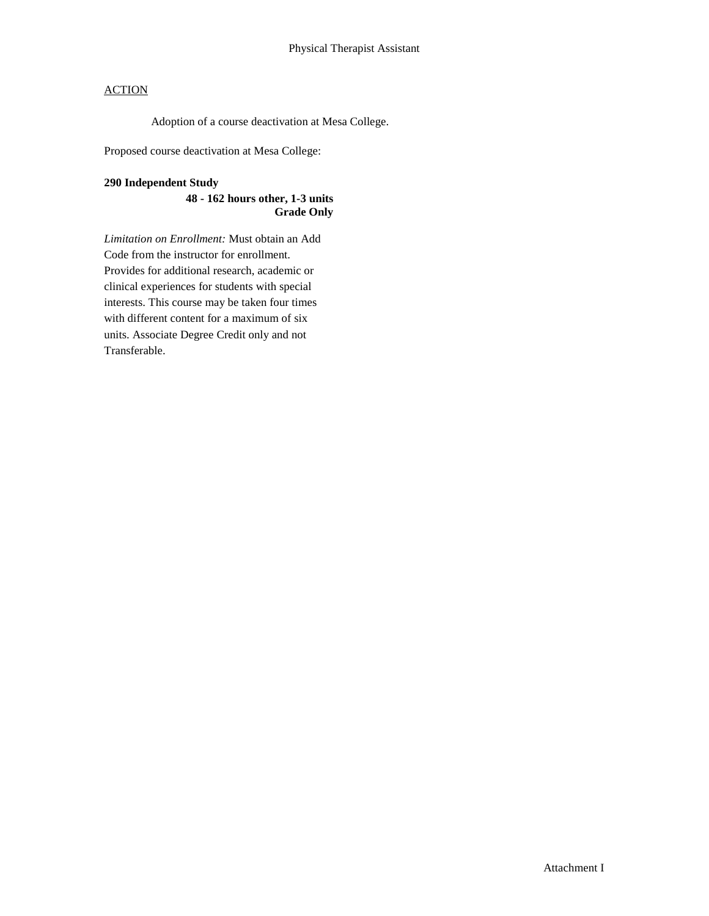Physical Therapist Assistant

ACTION

Adoption of a course deactivation at Mesa College.

Proposed course deactivation at Mesa College:

**290 Independent Study**
**48 - 162 hours other, 1-3 units**
**Grade Only**

*Limitation on Enrollment:* Must obtain an Add Code from the instructor for enrollment. Provides for additional research, academic or clinical experiences for students with special interests. This course may be taken four times with different content for a maximum of six units. Associate Degree Credit only and not Transferable.

Attachment I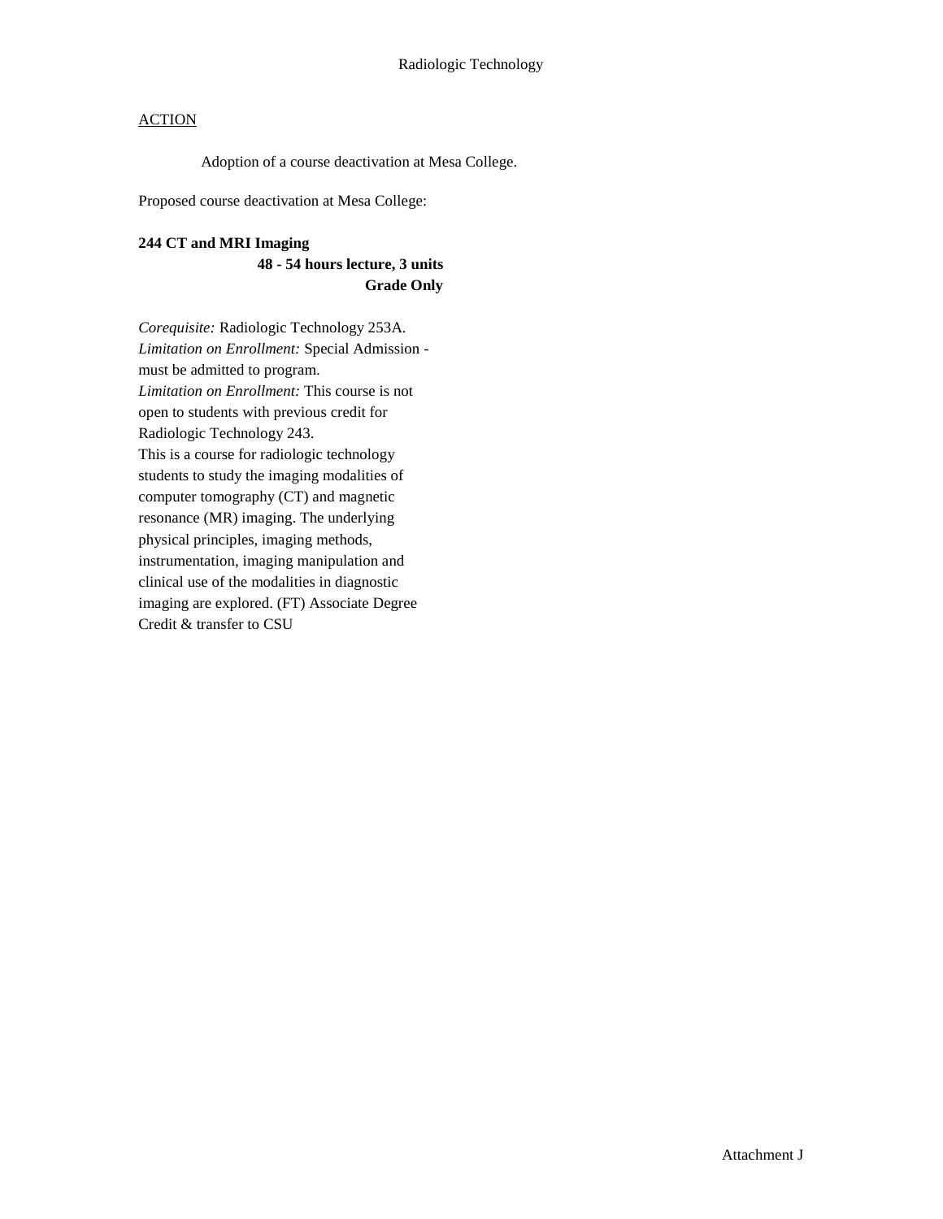Radiologic Technology

<u>ACTION</u>

Adoption of a course deactivation at Mesa College.

Proposed course deactivation at Mesa College:

**244 CT and MRI Imaging**
**48 - 54 hours lecture, 3 units**
**Grade Only**

*Corequisite:* Radiologic Technology 253A.
*Limitation on Enrollment:* Special Admission - must be admitted to program.
*Limitation on Enrollment:* This course is not open to students with previous credit for Radiologic Technology 243.
This is a course for radiologic technology students to study the imaging modalities of computer tomography (CT) and magnetic resonance (MR) imaging. The underlying physical principles, imaging methods, instrumentation, imaging manipulation and clinical use of the modalities in diagnostic imaging are explored. (FT) Associate Degree Credit & transfer to CSU

Attachment J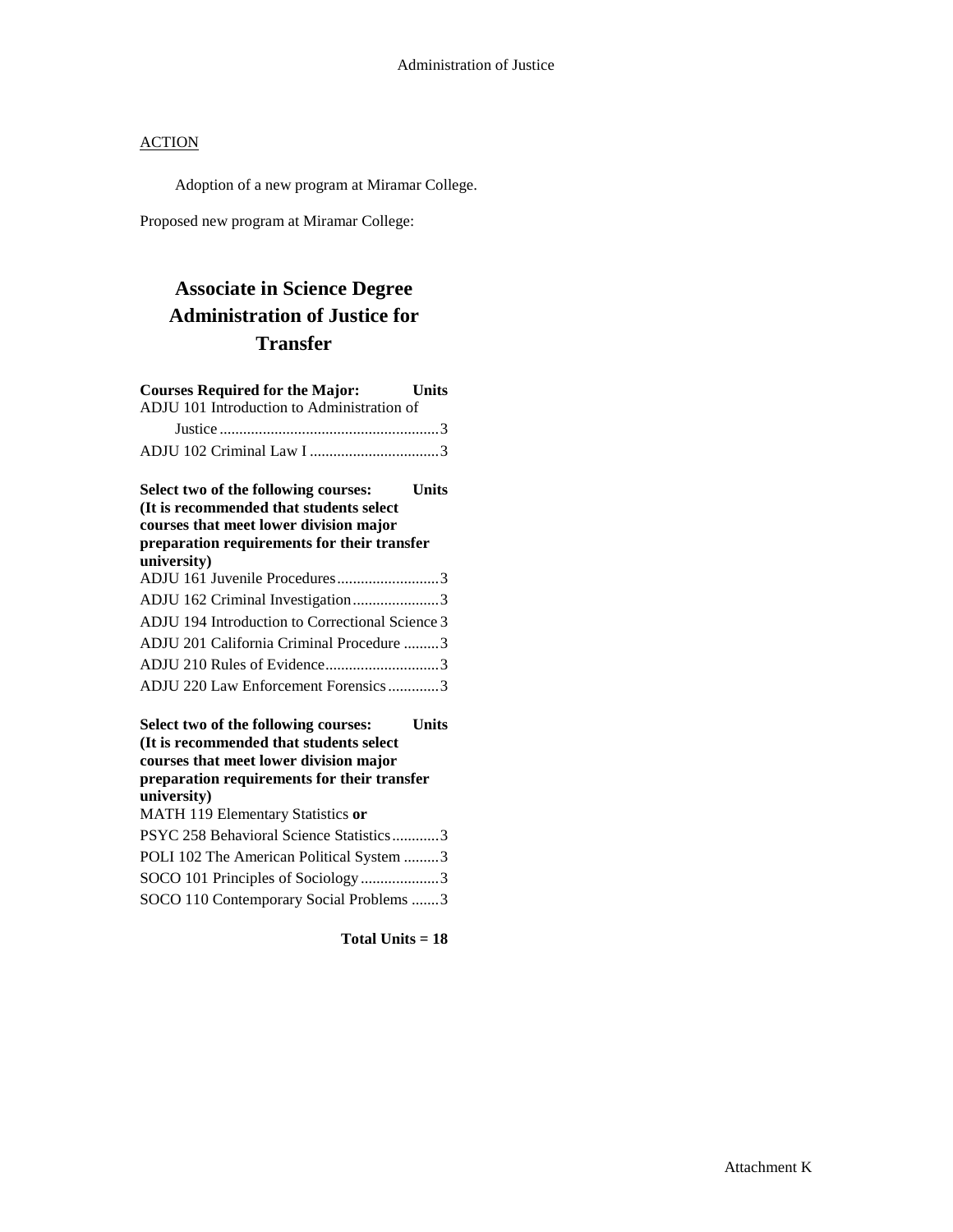ACTION

Adoption of a new program at Miramar College.

Proposed new program at Miramar College:

# Associate in Science Degree Administration of Justice for Transfer

**Courses Required for the Major:** **Units**

ADJU 101 Introduction to Administration of Justice ........................................................ 3

ADJU 102 Criminal Law I ................................. 3

**Select two of the following courses:** **Units**
**(It is recommended that students select courses that meet lower division major preparation requirements for their transfer university)**

ADJU 161 Juvenile Procedures .......................... 3

ADJU 162 Criminal Investigation ...................... 3

ADJU 194 Introduction to Correctional Science 3

ADJU 201 California Criminal Procedure ......... 3

ADJU 210 Rules of Evidence ............................. 3

ADJU 220 Law Enforcement Forensics ............. 3

**Select two of the following courses:** **Units**
**(It is recommended that students select courses that meet lower division major preparation requirements for their transfer university)**

MATH 119 Elementary Statistics **or**

PSYC 258 Behavioral Science Statistics ............ 3

POLI 102 The American Political System ......... 3

SOCO 101 Principles of Sociology .................... 3

SOCO 110 Contemporary Social Problems ....... 3

**Total Units = 18**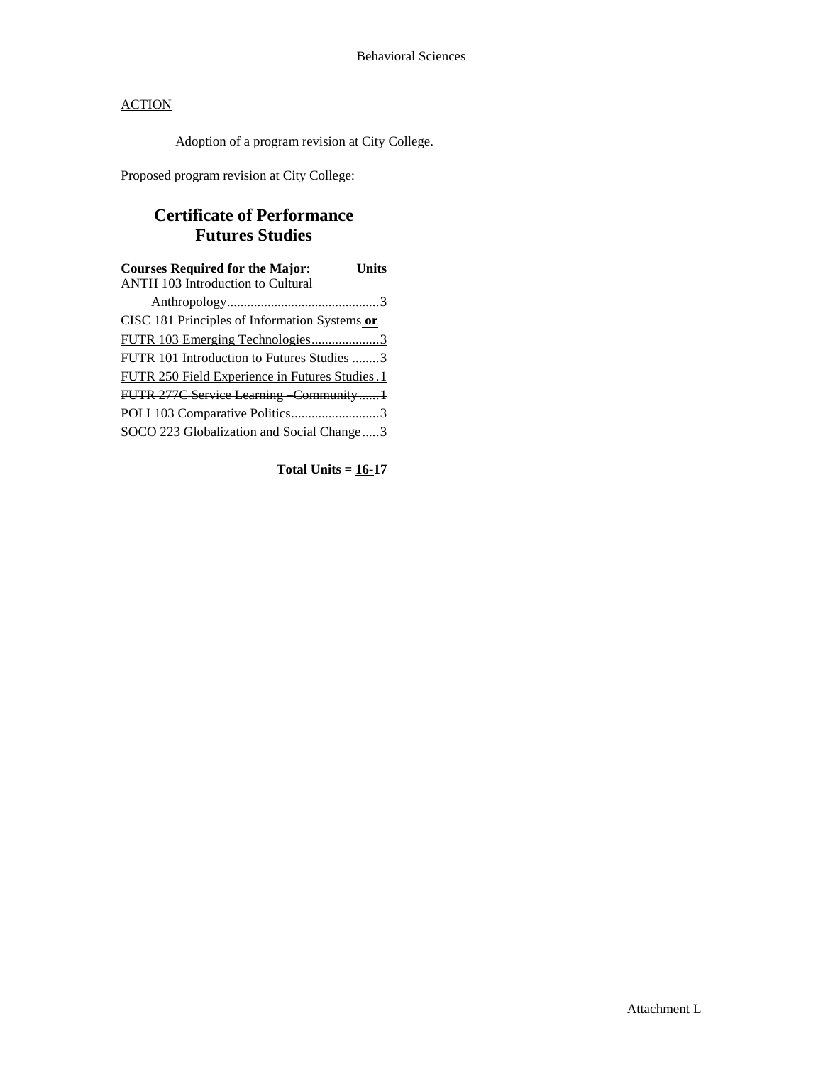ACTION

Adoption of a program revision at City College.

Proposed program revision at City College:

## Certificate of Performance Futures Studies

| Courses Required for the Major: | Units |
|---|---|
| ANTH 103 Introduction to Cultural Anthropology | 3 |
| CISC 181 Principles of Information Systems **or** FUTR 103 Emerging Technologies | 3 |
| FUTR 101 Introduction to Futures Studies | 3 |
| FUTR 250 Field Experience in Futures Studies | 1 |
| ~~FUTR 277C Service Learning – Community~~ | ~~1~~ |
| POLI 103 Comparative Politics | 3 |
| SOCO 223 Globalization and Social Change | 3 |

**Total Units = 16-17**

Attachment L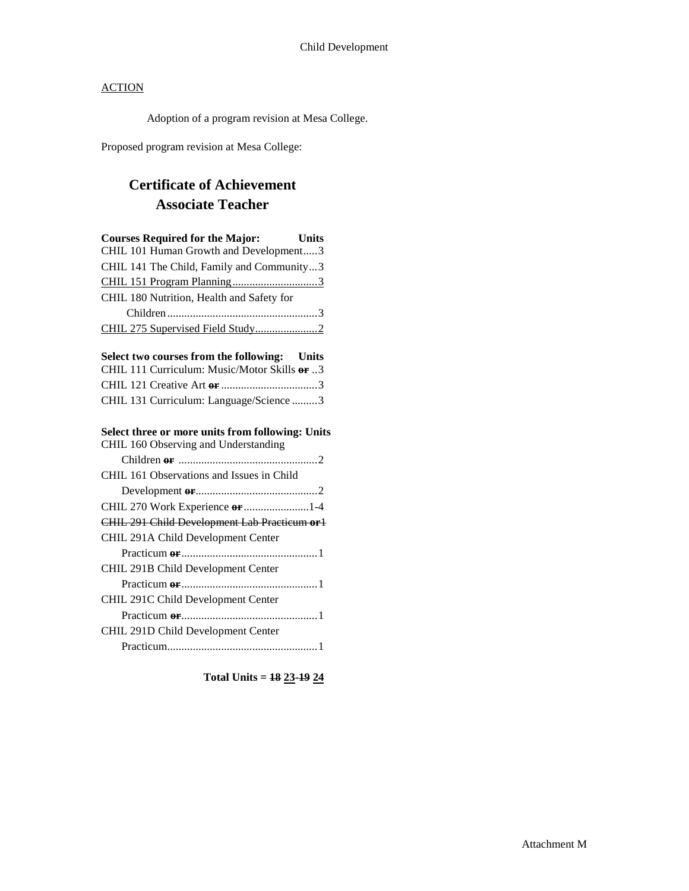Child Development

ACTION

Adoption of a program revision at Mesa College.

Proposed program revision at Mesa College:

## Certificate of Achievement
## Associate Teacher

| Courses Required for the Major: | Units |
|---|---|
| CHIL 101 Human Growth and Development | 3 |
| CHIL 141 The Child, Family and Community | 3 |
| <u>CHIL 151 Program Planning</u> | <u>3</u> |
| CHIL 180 Nutrition, Health and Safety for Children | 3 |
| <u>CHIL 275 Supervised Field Study</u> | <u>2</u> |

| Select two courses from the following: | Units |
|---|---|
| CHIL 111 Curriculum: Music/Motor Skills ~~or~~ | 3 |
| CHIL 121 Creative Art ~~or~~ | 3 |
| CHIL 131 Curriculum: Language/Science | 3 |

| Select three or more units from following: | Units |
|---|---|
| CHIL 160 Observing and Understanding Children ~~or~~ | 2 |
| CHIL 161 Observations and Issues in Child Development ~~or~~ | 2 |
| CHIL 270 Work Experience ~~or~~ | 1-4 |
| ~~CHIL 291 Child Development Lab Practicum or~~ | ~~1~~ |
| CHIL 291A Child Development Center Practicum ~~or~~ | 1 |
| CHIL 291B Child Development Center Practicum ~~or~~ | 1 |
| CHIL 291C Child Development Center Practicum ~~or~~ | 1 |
| CHIL 291D Child Development Center Practicum | 1 |

**Total Units = ~~18~~ <u>23</u>-~~19~~ <u>24</u>**

Attachment M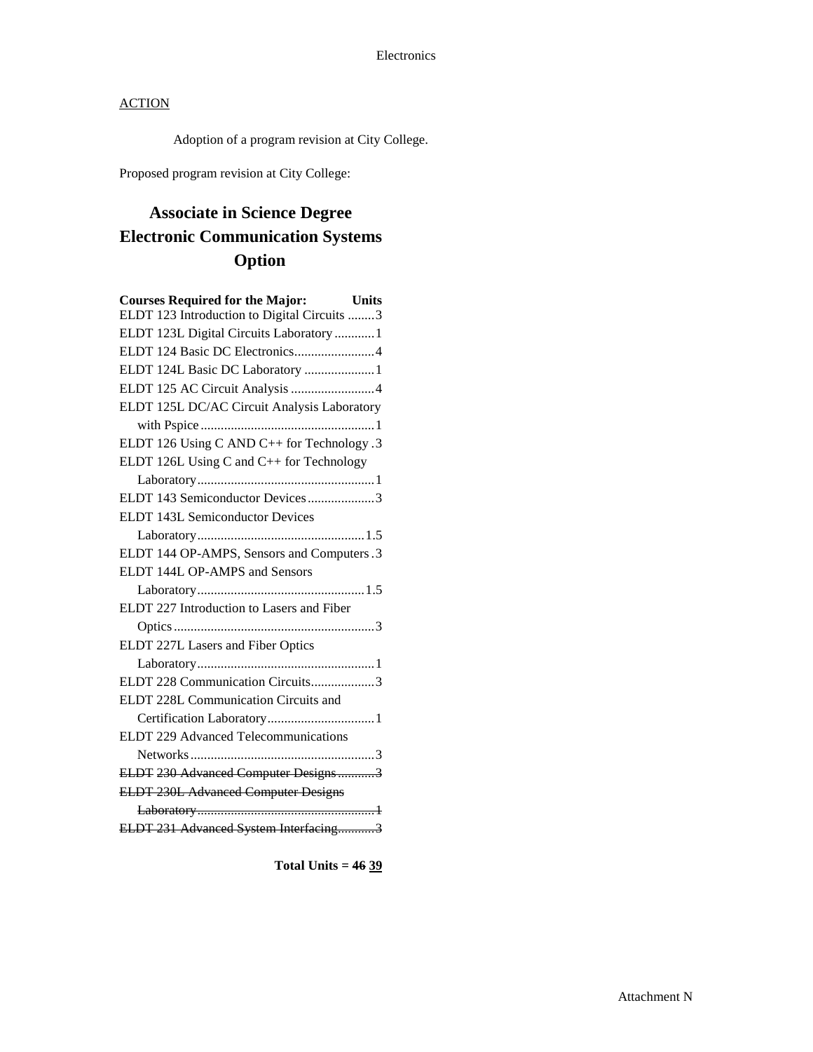## ACTION

Adoption of a program revision at City College.

Proposed program revision at City College:

# Associate in Science Degree Electronic Communication Systems Option

| Courses Required for the Major: | Units |
|---|---|
| ELDT 123 Introduction to Digital Circuits | 3 |
| ELDT 123L Digital Circuits Laboratory | 1 |
| ELDT 124 Basic DC Electronics | 4 |
| ELDT 124L Basic DC Laboratory | 1 |
| ELDT 125 AC Circuit Analysis | 4 |
| ELDT 125L DC/AC Circuit Analysis Laboratory with Pspice | 1 |
| ELDT 126 Using C AND C++ for Technology | 3 |
| ELDT 126L Using C and C++ for Technology Laboratory | 1 |
| ELDT 143 Semiconductor Devices | 3 |
| ELDT 143L Semiconductor Devices Laboratory | 1.5 |
| ELDT 144 OP-AMPS, Sensors and Computers | 3 |
| ELDT 144L OP-AMPS and Sensors Laboratory | 1.5 |
| ELDT 227 Introduction to Lasers and Fiber Optics | 3 |
| ELDT 227L Lasers and Fiber Optics Laboratory | 1 |
| ELDT 228 Communication Circuits | 3 |
| ELDT 228L Communication Circuits and Certification Laboratory | 1 |
| ELDT 229 Advanced Telecommunications Networks | 3 |
| ~~ELDT 230 Advanced Computer Designs~~ | ~~3~~ |
| ~~ELDT 230L Advanced Computer Designs Laboratory~~ | ~~1~~ |
| ~~ELDT 231 Advanced System Interfacing~~ | ~~3~~ |

**Total Units = ~~46~~ <u>39</u>**

Attachment N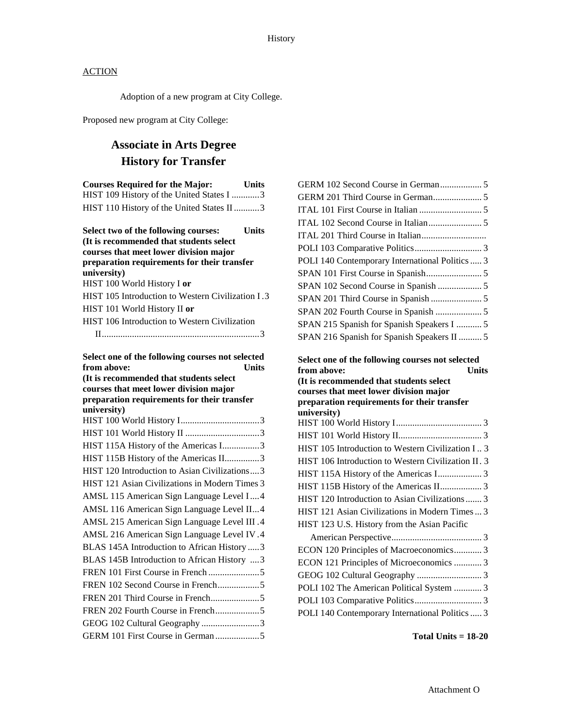ACTION

Adoption of a new program at City College.

Proposed new program at City College:

## Associate in Arts Degree
## History for Transfer

| Courses Required for the Major: | Units |
|---|---|
| HIST 109 History of the United States I | 3 |
| HIST 110 History of the United States II | 3 |

**Select two of the following courses: Units**
**(It is recommended that students select courses that meet lower division major preparation requirements for their transfer university)**

| Course | Units |
|---|---|
| HIST 100 World History I **or** HIST 105 Introduction to Western Civilization I | 3 |
| HIST 101 World History II **or** HIST 106 Introduction to Western Civilization II | 3 |

**Select one of the following courses not selected from above: Units**
**(It is recommended that students select courses that meet lower division major preparation requirements for their transfer university)**

| Course | Units |
|---|---|
| HIST 100 World History I | 3 |
| HIST 101 World History II | 3 |
| HIST 115A History of the Americas I | 3 |
| HIST 115B History of the Americas II | 3 |
| HIST 120 Introduction to Asian Civilizations | 3 |
| HIST 121 Asian Civilizations in Modern Times | 3 |
| AMSL 115 American Sign Language Level I | 4 |
| AMSL 116 American Sign Language Level II | 4 |
| AMSL 215 American Sign Language Level III | 4 |
| AMSL 216 American Sign Language Level IV | 4 |
| BLAS 145A Introduction to African History | 3 |
| BLAS 145B Introduction to African History | 3 |
| FREN 101 First Course in French | 5 |
| FREN 102 Second Course in French | 5 |
| FREN 201 Third Course in French | 5 |
| FREN 202 Fourth Course in French | 5 |
| GEOG 102 Cultural Geography | 3 |
| GERM 101 First Course in German | 5 |
| GERM 102 Second Course in German | 5 |
| GERM 201 Third Course in German | 5 |
| ITAL 101 First Course in Italian | 5 |
| ITAL 102 Second Course in Italian | 5 |
| ITAL 201 Third Course in Italian | |
| POLI 103 Comparative Politics | 3 |
| POLI 140 Contemporary International Politics | 3 |
| SPAN 101 First Course in Spanish | 5 |
| SPAN 102 Second Course in Spanish | 5 |
| SPAN 201 Third Course in Spanish | 5 |
| SPAN 202 Fourth Course in Spanish | 5 |
| SPAN 215 Spanish for Spanish Speakers I | 5 |
| SPAN 216 Spanish for Spanish Speakers II | 5 |

**Select one of the following courses not selected from above: Units**
**(It is recommended that students select courses that meet lower division major preparation requirements for their transfer university)**

| Course | Units |
|---|---|
| HIST 100 World History I | 3 |
| HIST 101 World History II | 3 |
| HIST 105 Introduction to Western Civilization I | 3 |
| HIST 106 Introduction to Western Civilization II | 3 |
| HIST 115A History of the Americas I | 3 |
| HIST 115B History of the Americas II | 3 |
| HIST 120 Introduction to Asian Civilizations | 3 |
| HIST 121 Asian Civilizations in Modern Times | 3 |
| HIST 123 U.S. History from the Asian Pacific American Perspective | 3 |
| ECON 120 Principles of Macroeconomics | 3 |
| ECON 121 Principles of Microeconomics | 3 |
| GEOG 102 Cultural Geography | 3 |
| POLI 102 The American Political System | 3 |
| POLI 103 Comparative Politics | 3 |
| POLI 140 Contemporary International Politics | 3 |

**Total Units = 18-20**

Attachment O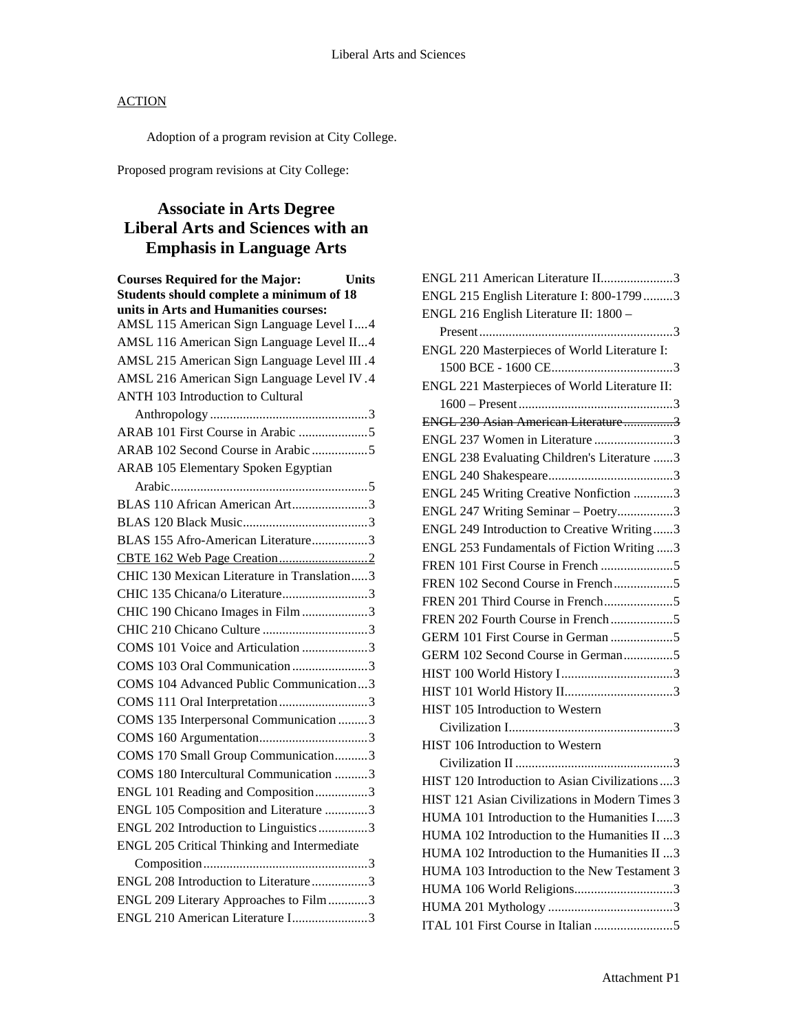## ACTION

Adoption of a program revision at City College.

Proposed program revisions at City College:

# Associate in Arts Degree Liberal Arts and Sciences with an Emphasis in Language Arts

**Courses Required for the Major: Units**
**Students should complete a minimum of 18 units in Arts and Humanities courses:**

AMSL 115 American Sign Language Level I....4
AMSL 116 American Sign Language Level II...4
AMSL 215 American Sign Language Level III .4
AMSL 216 American Sign Language Level IV .4
ANTH 103 Introduction to Cultural Anthropology ................................................3
ARAB 101 First Course in Arabic .....................5
ARAB 102 Second Course in Arabic .................5
ARAB 105 Elementary Spoken Egyptian Arabic............................................................5
BLAS 110 African American Art.......................3
BLAS 120 Black Music......................................3
BLAS 155 Afro-American Literature.................3
<u>CBTE 162 Web Page Creation...........................2</u>
CHIC 130 Mexican Literature in Translation.....3
CHIC 135 Chicana/o Literature..........................3
CHIC 190 Chicano Images in Film ....................3
CHIC 210 Chicano Culture ................................3
COMS 101 Voice and Articulation ....................3
COMS 103 Oral Communication.......................3
COMS 104 Advanced Public Communication...3
COMS 111 Oral Interpretation...........................3
COMS 135 Interpersonal Communication .........3
COMS 160 Argumentation.................................3
COMS 170 Small Group Communication..........3
COMS 180 Intercultural Communication ..........3
ENGL 101 Reading and Composition................3
ENGL 105 Composition and Literature .............3
ENGL 202 Introduction to Linguistics ...............3
ENGL 205 Critical Thinking and Intermediate Composition..................................................3
ENGL 208 Introduction to Literature.................3
ENGL 209 Literary Approaches to Film ............3
ENGL 210 American Literature I.......................3
ENGL 211 American Literature II......................3
ENGL 215 English Literature I: 800-1799.........3
ENGL 216 English Literature II: 1800 – Present...........................................................3
ENGL 220 Masterpieces of World Literature I: 1500 BCE - 1600 CE.....................................3
ENGL 221 Masterpieces of World Literature II: 1600 – Present ...............................................3
~~ENGL 230 Asian American Literature...............3~~
ENGL 237 Women in Literature ........................3
ENGL 238 Evaluating Children's Literature ......3
ENGL 240 Shakespeare......................................3
ENGL 245 Writing Creative Nonfiction ............3
ENGL 247 Writing Seminar – Poetry.................3
ENGL 249 Introduction to Creative Writing......3
ENGL 253 Fundamentals of Fiction Writing .....3
FREN 101 First Course in French ......................5
FREN 102 Second Course in French..................5
FREN 201 Third Course in French.....................5
FREN 202 Fourth Course in French...................5
GERM 101 First Course in German ...................5
GERM 102 Second Course in German...............5
HIST 100 World History I..................................3
HIST 101 World History II.................................3
HIST 105 Introduction to Western Civilization I..................................................3
HIST 106 Introduction to Western Civilization II ................................................3
HIST 120 Introduction to Asian Civilizations....3
HIST 121 Asian Civilizations in Modern Times 3
HUMA 101 Introduction to the Humanities I......3
HUMA 102 Introduction to the Humanities II ...3
HUMA 102 Introduction to the Humanities II ...3
HUMA 103 Introduction to the New Testament 3
HUMA 106 World Religions..............................3
HUMA 201 Mythology ......................................3
ITAL 101 First Course in Italian ........................5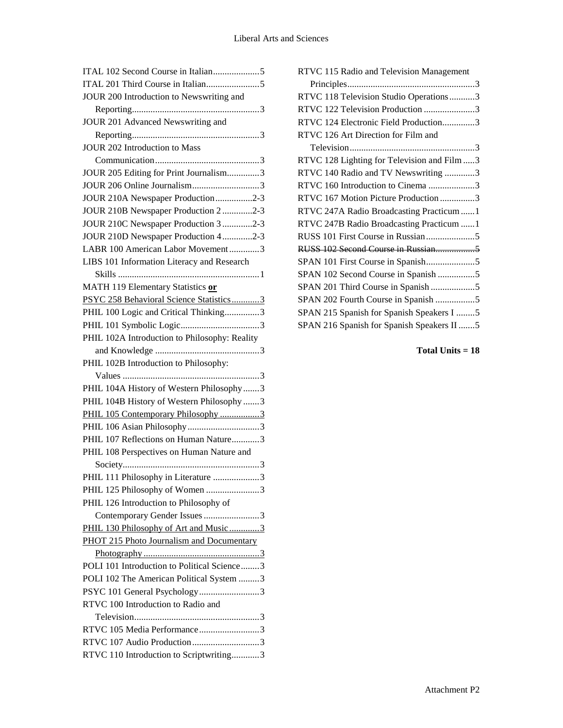ITAL 102 Second Course in Italian....................5
ITAL 201 Third Course in Italian.......................5
JOUR 200 Introduction to Newswriting and Reporting.......................................................3
JOUR 201 Advanced Newswriting and Reporting.......................................................3
JOUR 202 Introduction to Mass Communication.............................................3
JOUR 205 Editing for Print Journalism..............3
JOUR 206 Online Journalism.............................3
JOUR 210A Newspaper Production................2-3
JOUR 210B Newspaper Production 2 .............2-3
JOUR 210C Newspaper Production 3 .............2-3
JOUR 210D Newspaper Production 4.............2-3
LABR 100 American Labor Movement.............3
LIBS 101 Information Literacy and Research Skills .............................................................1
MATH 119 Elementary Statistics <u>**or**</u>
<u>PSYC 258 Behavioral Science Statistics............3</u>
PHIL 100 Logic and Critical Thinking...............3
PHIL 101 Symbolic Logic..................................3
PHIL 102A Introduction to Philosophy: Reality and Knowledge .............................................3
PHIL 102B Introduction to Philosophy: Values ...........................................................3
PHIL 104A History of Western Philosophy.......3
PHIL 104B History of Western Philosophy .......3
<u>PHIL 105 Contemporary Philosophy .................3</u>
PHIL 106 Asian Philosophy...............................3
PHIL 107 Reflections on Human Nature............3
PHIL 108 Perspectives on Human Nature and Society...........................................................3
PHIL 111 Philosophy in Literature ....................3
PHIL 125 Philosophy of Women .......................3
PHIL 126 Introduction to Philosophy of Contemporary Gender Issues ........................3
<u>PHIL 130 Philosophy of Art and Music.............3</u>
<u>PHOT 215 Photo Journalism and Documentary Photography..................................................3</u>
POLI 101 Introduction to Political Science........3
POLI 102 The American Political System .........3
PSYC 101 General Psychology..........................3
RTVC 100 Introduction to Radio and Television......................................................3
RTVC 105 Media Performance..........................3
RTVC 107 Audio Production.............................3
RTVC 110 Introduction to Scriptwriting............3
RTVC 115 Radio and Television Management Principles.......................................................3
RTVC 118 Television Studio Operations...........3
RTVC 122 Television Production ......................3
RTVC 124 Electronic Field Production..............3
RTVC 126 Art Direction for Film and Television......................................................3
RTVC 128 Lighting for Television and Film .....3
RTVC 140 Radio and TV Newswriting .............3
RTVC 160 Introduction to Cinema ....................3
RTVC 167 Motion Picture Production ...............3
RTVC 247A Radio Broadcasting Practicum ......1
RTVC 247B Radio Broadcasting Practicum ......1
RUSS 101 First Course in Russian.....................5
~~RUSS 102 Second Course in Russian.................5~~
SPAN 101 First Course in Spanish.....................5
SPAN 102 Second Course in Spanish ................5
SPAN 201 Third Course in Spanish ...................5
SPAN 202 Fourth Course in Spanish .................5
SPAN 215 Spanish for Spanish Speakers I ........5
SPAN 216 Spanish for Spanish Speakers II .......5

**Total Units = 18**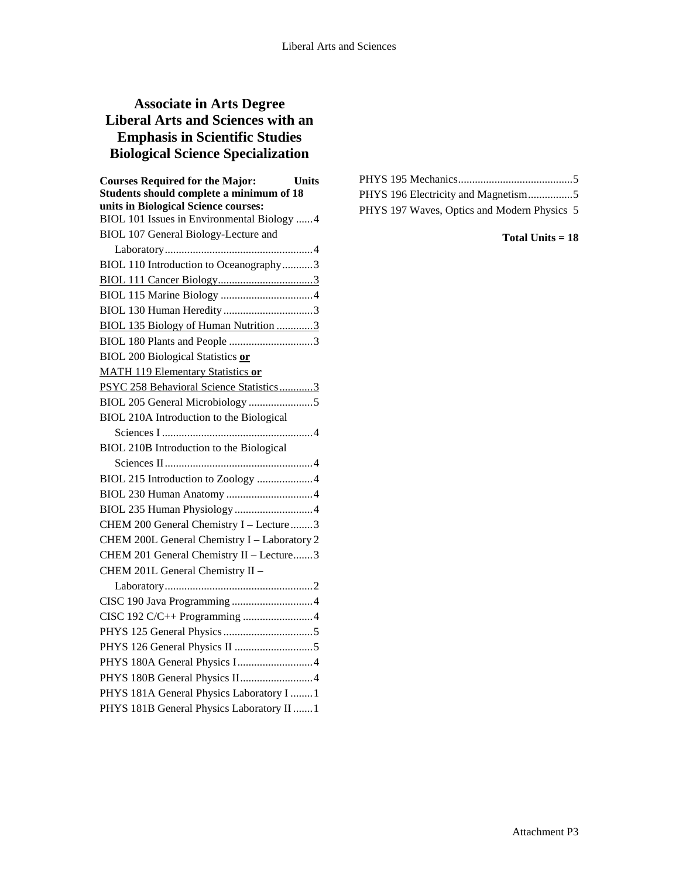# Associate in Arts Degree Liberal Arts and Sciences with an Emphasis in Scientific Studies Biological Science Specialization

**Courses Required for the Major: Units**
**Students should complete a minimum of 18 units in Biological Science courses:**

| Course | Units |
|---|---|
| BIOL 101 Issues in Environmental Biology | 4 |
| BIOL 107 General Biology-Lecture and Laboratory | 4 |
| BIOL 110 Introduction to Oceanography | 3 |
| BIOL 111 Cancer Biology | 3 |
| BIOL 115 Marine Biology | 4 |
| BIOL 130 Human Heredity | 3 |
| BIOL 135 Biology of Human Nutrition | 3 |
| BIOL 180 Plants and People | 3 |
| BIOL 200 Biological Statistics **or** MATH 119 Elementary Statistics **or** PSYC 258 Behavioral Science Statistics | 3 |
| BIOL 205 General Microbiology | 5 |
| BIOL 210A Introduction to the Biological Sciences I | 4 |
| BIOL 210B Introduction to the Biological Sciences II | 4 |
| BIOL 215 Introduction to Zoology | 4 |
| BIOL 230 Human Anatomy | 4 |
| BIOL 235 Human Physiology | 4 |
| CHEM 200 General Chemistry I – Lecture | 3 |
| CHEM 200L General Chemistry I – Laboratory | 2 |
| CHEM 201 General Chemistry II – Lecture | 3 |
| CHEM 201L General Chemistry II – Laboratory | 2 |
| CISC 190 Java Programming | 4 |
| CISC 192 C/C++ Programming | 4 |
| PHYS 125 General Physics | 5 |
| PHYS 126 General Physics II | 5 |
| PHYS 180A General Physics I | 4 |
| PHYS 180B General Physics II | 4 |
| PHYS 181A General Physics Laboratory I | 1 |
| PHYS 181B General Physics Laboratory II | 1 |
| PHYS 195 Mechanics | 5 |
| PHYS 196 Electricity and Magnetism | 5 |
| PHYS 197 Waves, Optics and Modern Physics | 5 |

**Total Units = 18**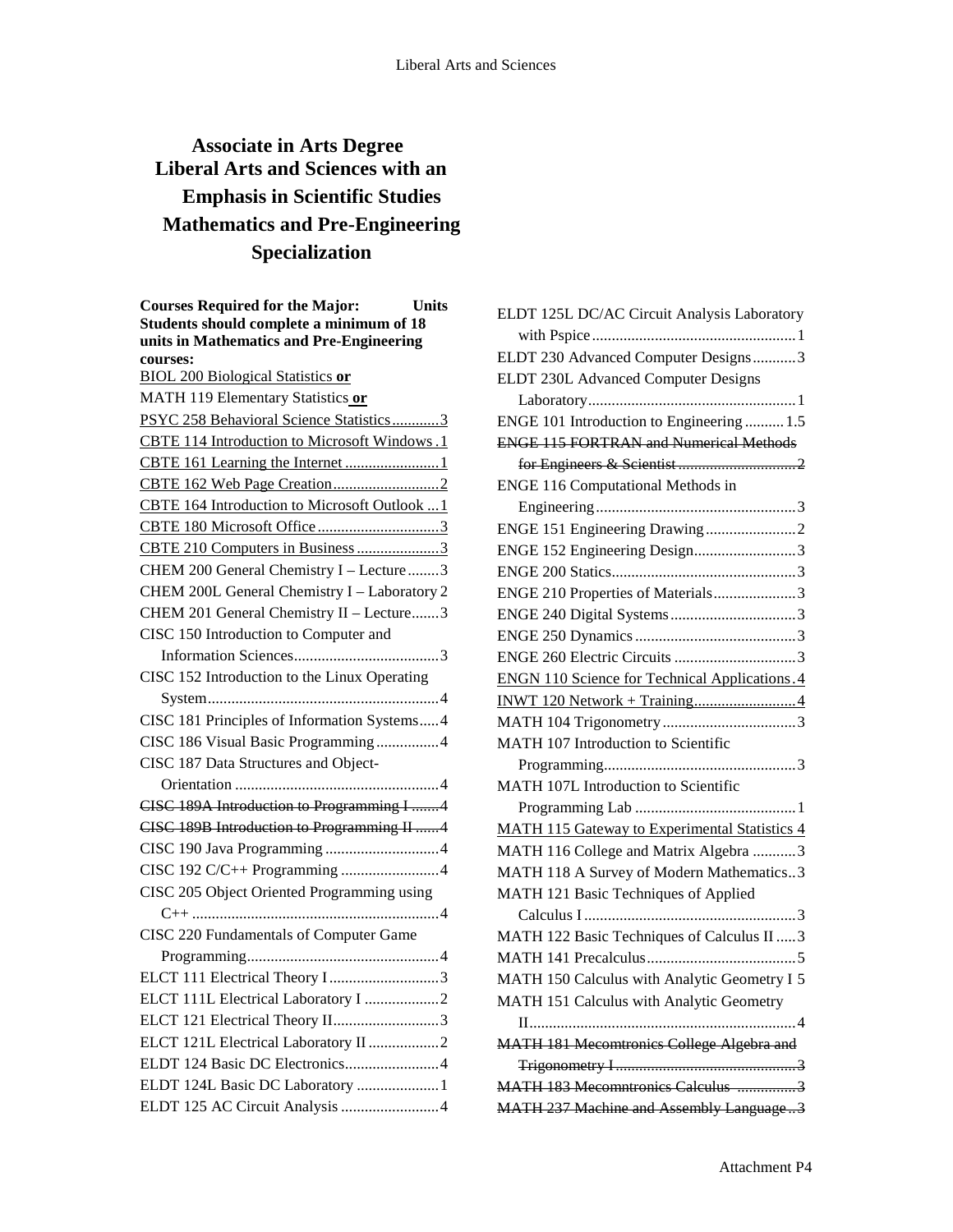# Associate in Arts Degree
# Liberal Arts and Sciences with an Emphasis in Scientific Studies Mathematics and Pre-Engineering Specialization

**Courses Required for the Major: Units**
**Students should complete a minimum of 18 units in Mathematics and Pre-Engineering courses:**

<u>BIOL 200 Biological Statistics</u> **or**
MATH 119 Elementary Statistics **or**
<u>PSYC 258 Behavioral Science Statistics</u> ............3
<u>CBTE 114 Introduction to Microsoft Windows</u> .1
<u>CBTE 161 Learning the Internet</u> ........................1
<u>CBTE 162 Web Page Creation</u> ...........................2
<u>CBTE 164 Introduction to Microsoft Outlook</u> ...1
<u>CBTE 180 Microsoft Office</u> ...............................3
<u>CBTE 210 Computers in Business</u> .....................3
CHEM 200 General Chemistry I – Lecture ........3
CHEM 200L General Chemistry I – Laboratory 2
CHEM 201 General Chemistry II – Lecture .......3
CISC 150 Introduction to Computer and Information Sciences .....................................3
CISC 152 Introduction to the Linux Operating System...........................................................4
CISC 181 Principles of Information Systems .....4
CISC 186 Visual Basic Programming ................4
CISC 187 Data Structures and Object-Orientation ....................................................4
~~CISC 189A Introduction to Programming I .......4~~
~~CISC 189B Introduction to Programming II ......4~~
CISC 190 Java Programming .............................4
CISC 192 C/C++ Programming .........................4
CISC 205 Object Oriented Programming using C++ ...............................................................4
CISC 220 Fundamentals of Computer Game Programming................................................4
ELCT 111 Electrical Theory I ............................3
ELCT 111L Electrical Laboratory I ..................2
ELCT 121 Electrical Theory II...........................3
ELCT 121L Electrical Laboratory II ..................2
ELDT 124 Basic DC Electronics........................4
ELDT 124L Basic DC Laboratory .....................1
ELDT 125 AC Circuit Analysis .........................4
ELDT 125L DC/AC Circuit Analysis Laboratory with Pspice ...................................................1
ELDT 230 Advanced Computer Designs ...........3
ELDT 230L Advanced Computer Designs Laboratory.....................................................1
ENGE 101 Introduction to Engineering .......... 1.5
~~ENGE 115 FORTRAN and Numerical Methods for Engineers & Scientist .............................2~~
ENGE 116 Computational Methods in Engineering ...................................................3
ENGE 151 Engineering Drawing .......................2
ENGE 152 Engineering Design..........................3
ENGE 200 Statics...............................................3
ENGE 210 Properties of Materials .....................3
ENGE 240 Digital Systems ................................3
ENGE 250 Dynamics .........................................3
ENGE 260 Electric Circuits ...............................3
<u>ENGN 110 Science for Technical Applications</u> .4
<u>INWT 120 Network + Training</u> ..........................4
MATH 104 Trigonometry ..................................3
MATH 107 Introduction to Scientific Programming.................................................3
MATH 107L Introduction to Scientific Programming Lab .........................................1
<u>MATH 115 Gateway to Experimental Statistics</u> 4
MATH 116 College and Matrix Algebra ...........3
MATH 118 A Survey of Modern Mathematics ..3
MATH 121 Basic Techniques of Applied Calculus I ......................................................3
MATH 122 Basic Techniques of Calculus II .....3
MATH 141 Precalculus......................................5
MATH 150 Calculus with Analytic Geometry I 5
MATH 151 Calculus with Analytic Geometry II...................................................................4
~~MATH 181 Mecomtronics College Algebra and Trigonometry I..............................................3~~
~~MATH 183 Mecomntronics Calculus ................3~~
~~MATH 237 Machine and Assembly Language ..3~~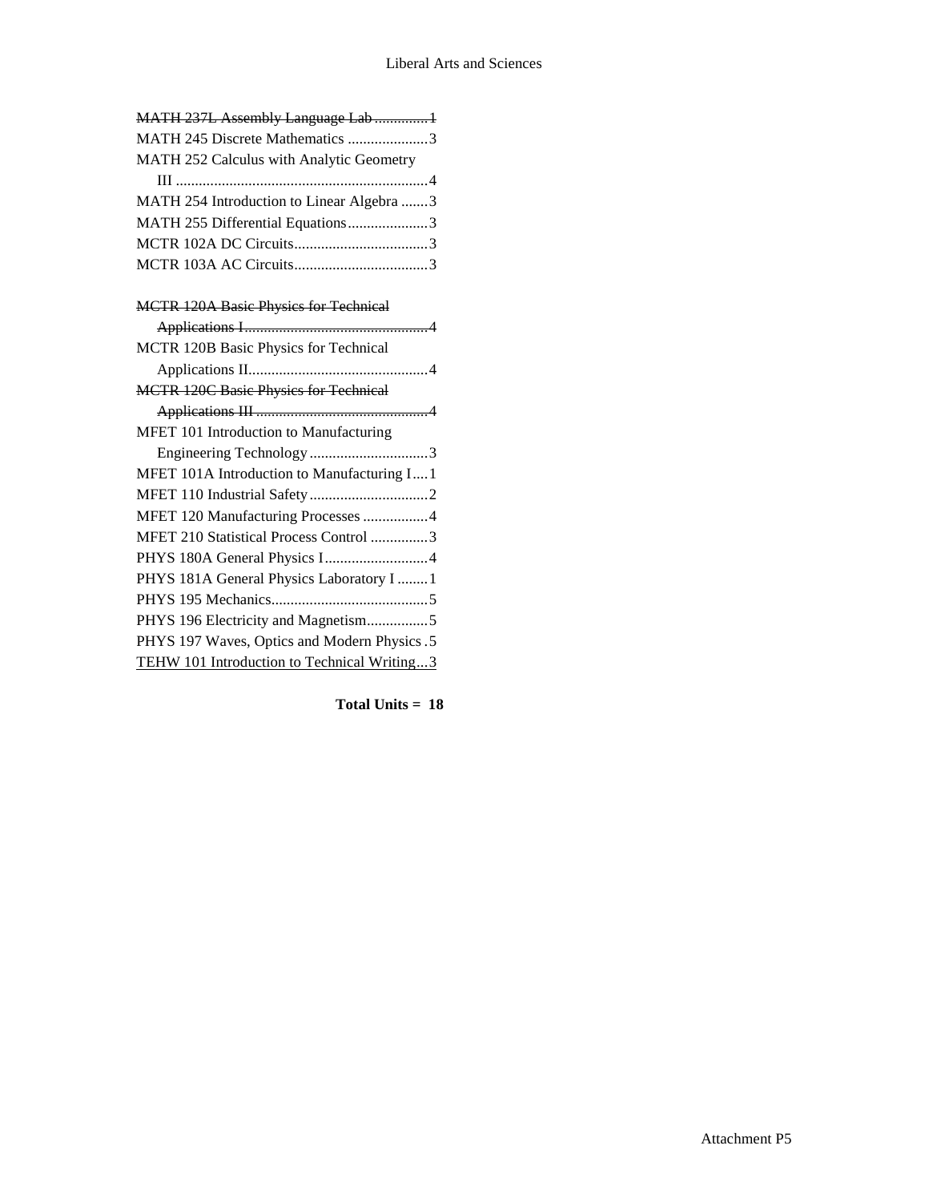~~MATH 237L Assembly Language Lab ..............1~~
MATH 245 Discrete Mathematics .....................3
MATH 252 Calculus with Analytic Geometry III .................................................................4
MATH 254 Introduction to Linear Algebra .......3
MATH 255 Differential Equations.....................3
MCTR 102A DC Circuits...................................3
MCTR 103A AC Circuits...................................3

~~MCTR 120A Basic Physics for Technical Applications I................................................4~~
MCTR 120B Basic Physics for Technical Applications II..............................................4
~~MCTR 120C Basic Physics for Technical Applications III .............................................4~~
MFET 101 Introduction to Manufacturing Engineering Technology ...............................3
MFET 101A Introduction to Manufacturing I....1
MFET 110 Industrial Safety...............................2
MFET 120 Manufacturing Processes .................4
MFET 210 Statistical Process Control ...............3
PHYS 180A General Physics I...........................4
PHYS 181A General Physics Laboratory I ........1
PHYS 195 Mechanics.........................................5
PHYS 196 Electricity and Magnetism................5
PHYS 197 Waves, Optics and Modern Physics .5
<u>TEHW 101 Introduction to Technical Writing...3</u>

**Total Units = 18**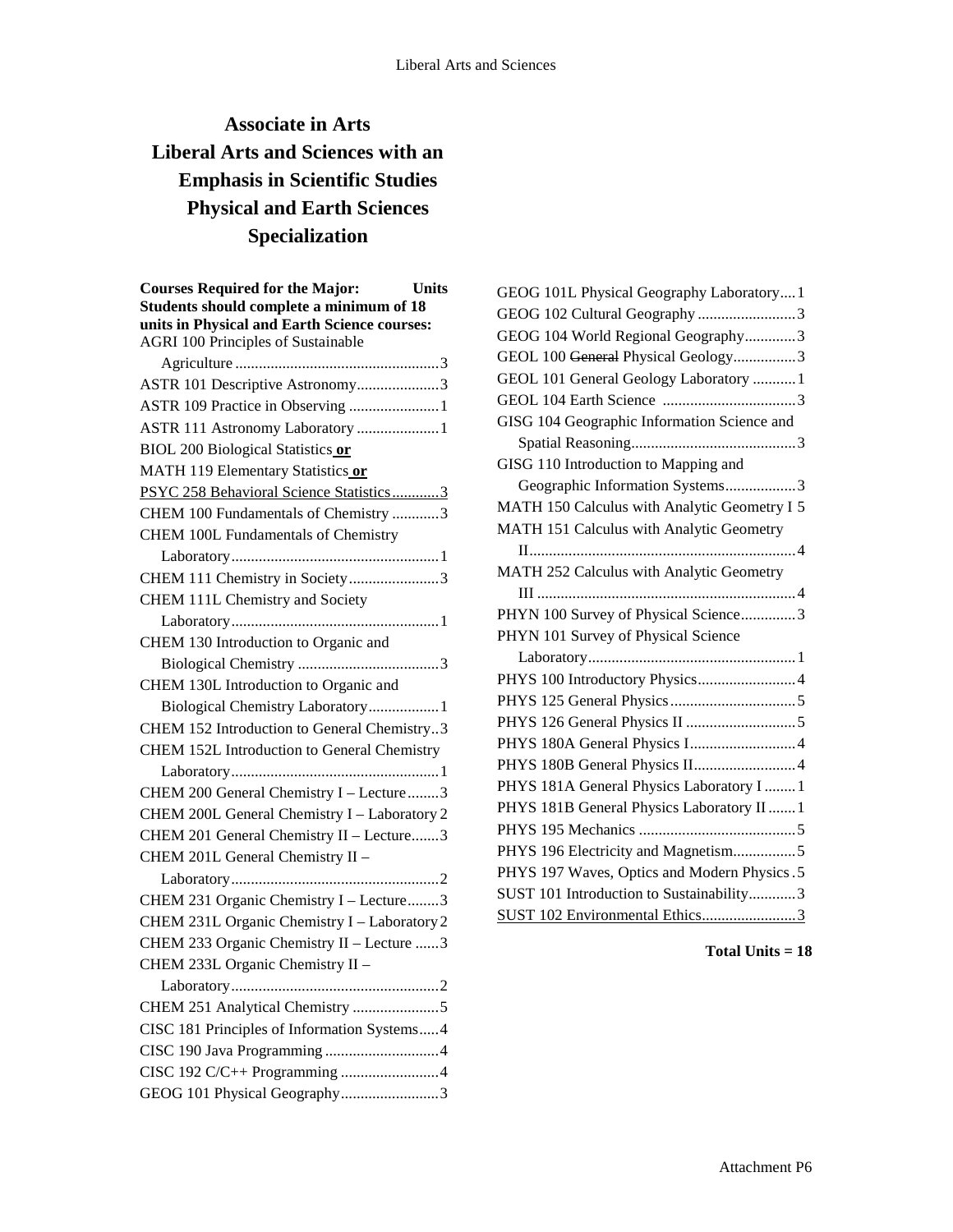# Associate in Arts
# Liberal Arts and Sciences with an Emphasis in Scientific Studies Physical and Earth Sciences Specialization

| Courses Required for the Major: | Units |
|---|---|
| **Students should complete a minimum of 18 units in Physical and Earth Science courses:** | |
| AGRI 100 Principles of Sustainable Agriculture | 3 |
| ASTR 101 Descriptive Astronomy | 3 |
| ASTR 109 Practice in Observing | 1 |
| ASTR 111 Astronomy Laboratory | 1 |
| BIOL 200 Biological Statistics **or** MATH 119 Elementary Statistics **or** PSYC 258 Behavioral Science Statistics | 3 |
| CHEM 100 Fundamentals of Chemistry | 3 |
| CHEM 100L Fundamentals of Chemistry Laboratory | 1 |
| CHEM 111 Chemistry in Society | 3 |
| CHEM 111L Chemistry and Society Laboratory | 1 |
| CHEM 130 Introduction to Organic and Biological Chemistry | 3 |
| CHEM 130L Introduction to Organic and Biological Chemistry Laboratory | 1 |
| CHEM 152 Introduction to General Chemistry | 3 |
| CHEM 152L Introduction to General Chemistry Laboratory | 1 |
| CHEM 200 General Chemistry I – Lecture | 3 |
| CHEM 200L General Chemistry I – Laboratory | 2 |
| CHEM 201 General Chemistry II – Lecture | 3 |
| CHEM 201L General Chemistry II – Laboratory | 2 |
| CHEM 231 Organic Chemistry I – Lecture | 3 |
| CHEM 231L Organic Chemistry I – Laboratory | 2 |
| CHEM 233 Organic Chemistry II – Lecture | 3 |
| CHEM 233L Organic Chemistry II – Laboratory | 2 |
| CHEM 251 Analytical Chemistry | 5 |
| CISC 181 Principles of Information Systems | 4 |
| CISC 190 Java Programming | 4 |
| CISC 192 C/C++ Programming | 4 |
| GEOG 101 Physical Geography | 3 |
| GEOG 101L Physical Geography Laboratory | 1 |
| GEOG 102 Cultural Geography | 3 |
| GEOG 104 World Regional Geography | 3 |
| GEOL 100 ~~General~~ Physical Geology | 3 |
| GEOL 101 General Geology Laboratory | 1 |
| GEOL 104 Earth Science | 3 |
| GISG 104 Geographic Information Science and Spatial Reasoning | 3 |
| GISG 110 Introduction to Mapping and Geographic Information Systems | 3 |
| MATH 150 Calculus with Analytic Geometry I | 5 |
| MATH 151 Calculus with Analytic Geometry II | 4 |
| MATH 252 Calculus with Analytic Geometry III | 4 |
| PHYN 100 Survey of Physical Science | 3 |
| PHYN 101 Survey of Physical Science Laboratory | 1 |
| PHYS 100 Introductory Physics | 4 |
| PHYS 125 General Physics | 5 |
| PHYS 126 General Physics II | 5 |
| PHYS 180A General Physics I | 4 |
| PHYS 180B General Physics II | 4 |
| PHYS 181A General Physics Laboratory I | 1 |
| PHYS 181B General Physics Laboratory II | 1 |
| PHYS 195 Mechanics | 5 |
| PHYS 196 Electricity and Magnetism | 5 |
| PHYS 197 Waves, Optics and Modern Physics | 5 |
| SUST 101 Introduction to Sustainability | 3 |
| SUST 102 Environmental Ethics | 3 |

**Total Units = 18**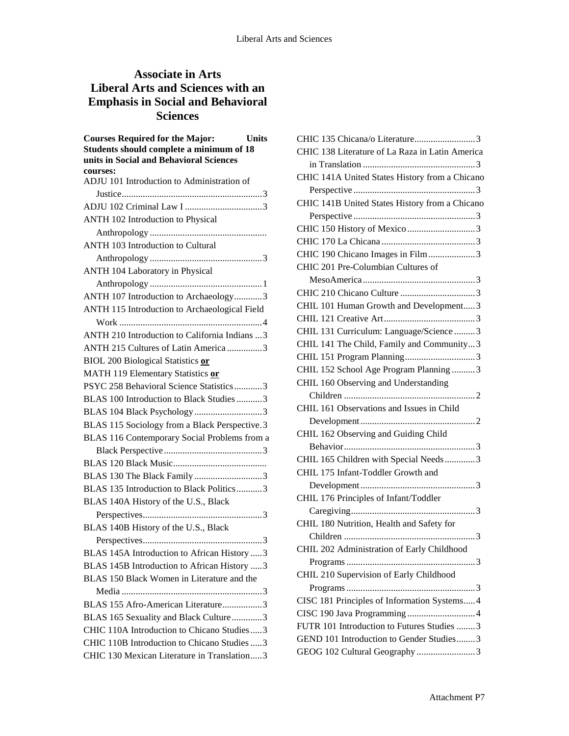# Associate in Arts
# Liberal Arts and Sciences with an Emphasis in Social and Behavioral Sciences

**Courses Required for the Major: Units**
**Students should complete a minimum of 18 units in Social and Behavioral Sciences courses:**

ADJU 101 Introduction to Administration of Justice............................................................3
ADJU 102 Criminal Law I .................................3
ANTH 102 Introduction to Physical Anthropology .................................................
ANTH 103 Introduction to Cultural Anthropology ................................................3
ANTH 104 Laboratory in Physical Anthropology ................................................1
ANTH 107 Introduction to Archaeology............3
ANTH 115 Introduction to Archaeological Field Work .............................................................4
ANTH 210 Introduction to California Indians ...3
ANTH 215 Cultures of Latin America ...............3
BIOL 200 Biological Statistics **or**
MATH 119 Elementary Statistics **or**
PSYC 258 Behavioral Science Statistics............3
BLAS 100 Introduction to Black Studies ...........3
BLAS 104 Black Psychology.............................3
BLAS 115 Sociology from a Black Perspective.3
BLAS 116 Contemporary Social Problems from a Black Perspective..........................................3
BLAS 120 Black Music........................................
BLAS 130 The Black Family.............................3
BLAS 135 Introduction to Black Politics...........3
BLAS 140A History of the U.S., Black Perspectives...................................................3
BLAS 140B History of the U.S., Black Perspectives...................................................3
BLAS 145A Introduction to African History .....3
BLAS 145B Introduction to African History .....3
BLAS 150 Black Women in Literature and the Media ............................................................3
BLAS 155 Afro-American Literature.................3
BLAS 165 Sexuality and Black Culture.............3
CHIC 110A Introduction to Chicano Studies.....3
CHIC 110B Introduction to Chicano Studies .....3
CHIC 130 Mexican Literature in Translation.....3
CHIC 135 Chicana/o Literature..........................3
CHIC 138 Literature of La Raza in Latin America in Translation ................................................3
CHIC 141A United States History from a Chicano Perspective ...................................................3
CHIC 141B United States History from a Chicano Perspective ...................................................3
CHIC 150 History of Mexico .............................3
CHIC 170 La Chicana ........................................3
CHIC 190 Chicano Images in Film....................3
CHIC 201 Pre-Columbian Cultures of MesoAmerica ................................................3
CHIC 210 Chicano Culture ................................3
CHIL 101 Human Growth and Development.....3
CHIL 121 Creative Art.......................................3
CHIL 131 Curriculum: Language/Science .........3
CHIL 141 The Child, Family and Community...3
CHIL 151 Program Planning..............................3
CHIL 152 School Age Program Planning ..........3
CHIL 160 Observing and Understanding Children ........................................................2
CHIL 161 Observations and Issues in Child Development.................................................2
CHIL 162 Observing and Guiding Child Behavior........................................................3
CHIL 165 Children with Special Needs.............3
CHIL 175 Infant-Toddler Growth and Development.................................................3
CHIL 176 Principles of Infant/Toddler Caregiving.....................................................3
CHIL 180 Nutrition, Health and Safety for Children ........................................................3
CHIL 202 Administration of Early Childhood Programs .......................................................3
CHIL 210 Supervision of Early Childhood Programs .......................................................3
CISC 181 Principles of Information Systems.....4
CISC 190 Java Programming .............................4
FUTR 101 Introduction to Futures Studies ........3
GEND 101 Introduction to Gender Studies........3
GEOG 102 Cultural Geography .........................3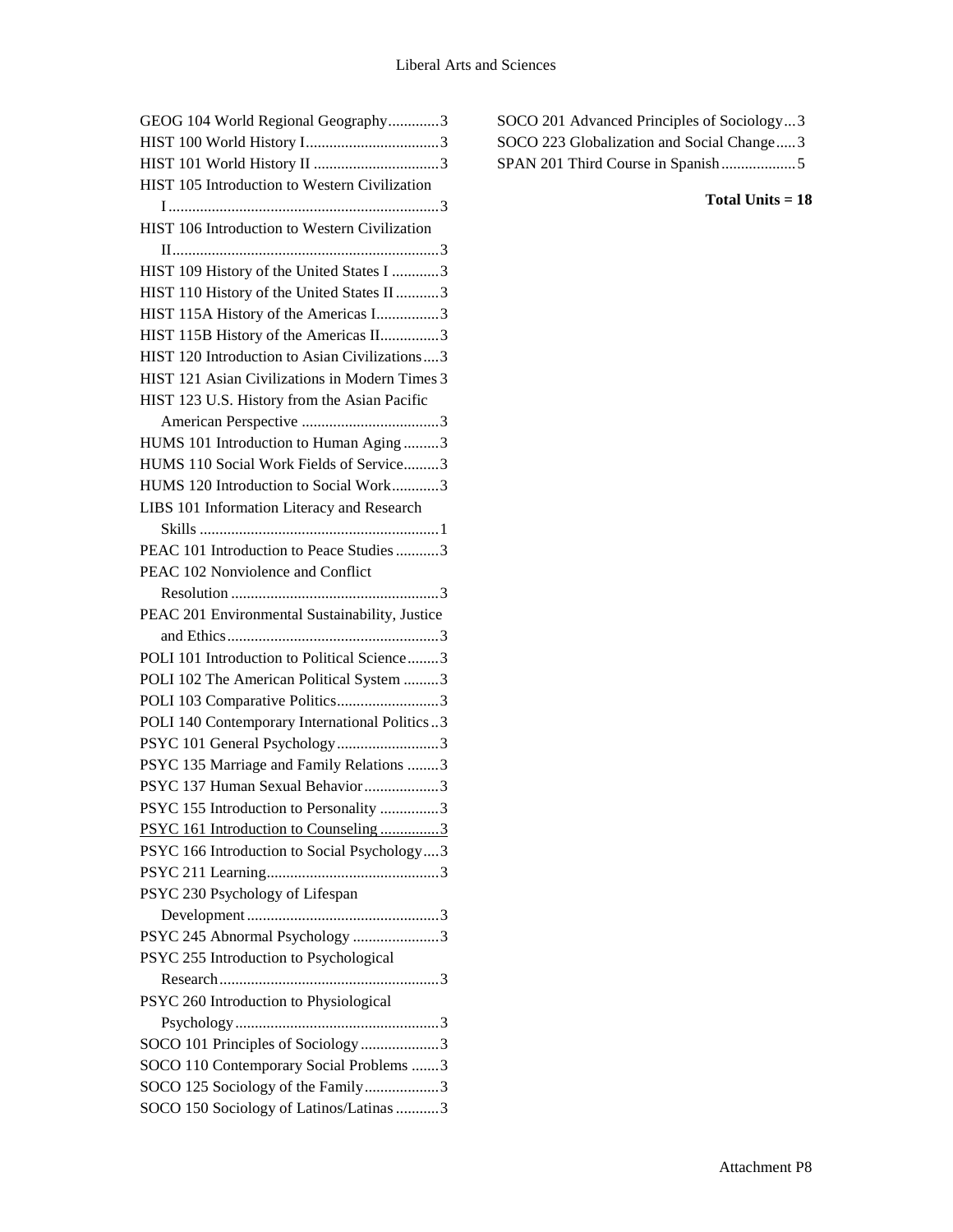GEOG 104 World Regional Geography.............3
HIST 100 World History I..................................3
HIST 101 World History II ................................3
HIST 105 Introduction to Western Civilization I.....................................................................3
HIST 106 Introduction to Western Civilization II....................................................................3
HIST 109 History of the United States I ............3
HIST 110 History of the United States II ...........3
HIST 115A History of the Americas I................3
HIST 115B History of the Americas II...............3
HIST 120 Introduction to Asian Civilizations....3
HIST 121 Asian Civilizations in Modern Times 3
HIST 123 U.S. History from the Asian Pacific American Perspective ...................................3
HUMS 101 Introduction to Human Aging .........3
HUMS 110 Social Work Fields of Service.........3
HUMS 120 Introduction to Social Work............3
LIBS 101 Information Literacy and Research Skills .............................................................1
PEAC 101 Introduction to Peace Studies ...........3
PEAC 102 Nonviolence and Conflict Resolution .....................................................3
PEAC 201 Environmental Sustainability, Justice and Ethics......................................................3
POLI 101 Introduction to Political Science........3
POLI 102 The American Political System .........3
POLI 103 Comparative Politics..........................3
POLI 140 Contemporary International Politics..3
PSYC 101 General Psychology..........................3
PSYC 135 Marriage and Family Relations ........3
PSYC 137 Human Sexual Behavior...................3
PSYC 155 Introduction to Personality ...............3
<u>PSYC 161 Introduction to Counseling ...............3</u>
PSYC 166 Introduction to Social Psychology....3
PSYC 211 Learning............................................3
PSYC 230 Psychology of Lifespan Development.................................................3
PSYC 245 Abnormal Psychology ......................3
PSYC 255 Introduction to Psychological Research........................................................3
PSYC 260 Introduction to Physiological Psychology....................................................3
SOCO 101 Principles of Sociology....................3
SOCO 110 Contemporary Social Problems .......3
SOCO 125 Sociology of the Family...................3
SOCO 150 Sociology of Latinos/Latinas ...........3
SOCO 201 Advanced Principles of Sociology...3
SOCO 223 Globalization and Social Change.....3
SPAN 201 Third Course in Spanish...................5

**Total Units = 18**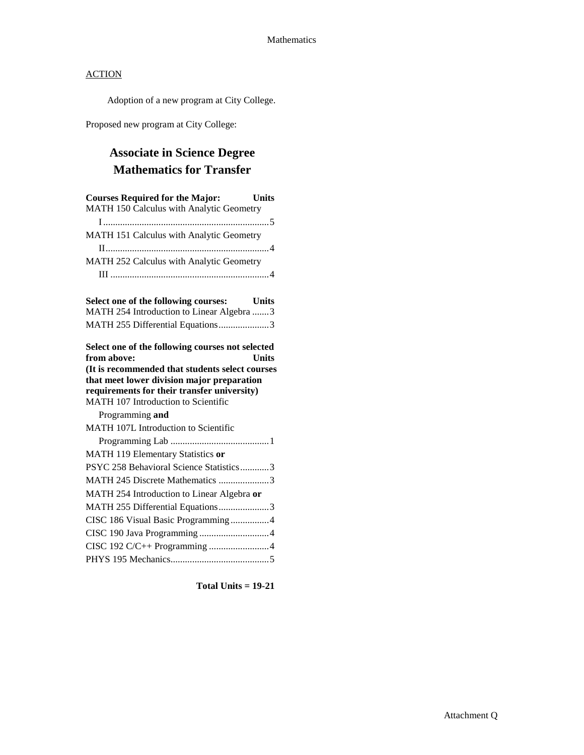Mathematics

ACTION

Adoption of a new program at City College.

Proposed new program at City College:

## Associate in Science Degree Mathematics for Transfer

| Courses Required for the Major: | Units |
|---|---|
| MATH 150 Calculus with Analytic Geometry I | 5 |
| MATH 151 Calculus with Analytic Geometry II | 4 |
| MATH 252 Calculus with Analytic Geometry III | 4 |

| Select one of the following courses: | Units |
|---|---|
| MATH 254 Introduction to Linear Algebra | 3 |
| MATH 255 Differential Equations | 3 |

| Select one of the following courses not selected from above: (It is recommended that students select courses that meet lower division major preparation requirements for their transfer university) | Units |
|---|---|
| MATH 107 Introduction to Scientific Programming **and** MATH 107L Introduction to Scientific Programming Lab | 1 |
| MATH 119 Elementary Statistics **or** PSYC 258 Behavioral Science Statistics | 3 |
| MATH 245 Discrete Mathematics | 3 |
| MATH 254 Introduction to Linear Algebra **or** MATH 255 Differential Equations | 3 |
| CISC 186 Visual Basic Programming | 4 |
| CISC 190 Java Programming | 4 |
| CISC 192 C/C++ Programming | 4 |
| PHYS 195 Mechanics | 5 |

**Total Units = 19-21**

Attachment Q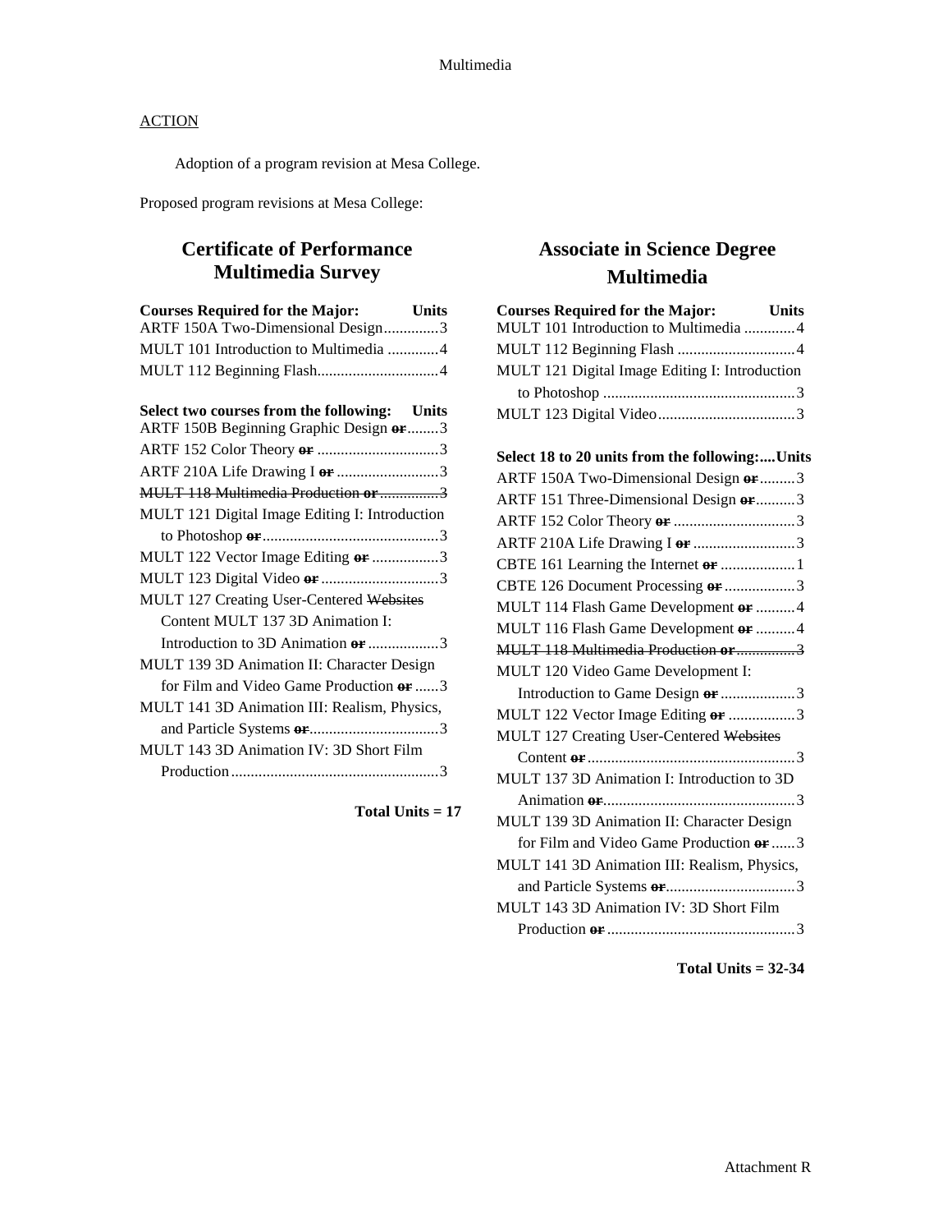ACTION

Adoption of a program revision at Mesa College.

Proposed program revisions at Mesa College:

## Certificate of Performance Multimedia Survey

| Courses Required for the Major: | Units |
|---|---|
| ARTF 150A Two-Dimensional Design | 3 |
| MULT 101 Introduction to Multimedia | 4 |
| MULT 112 Beginning Flash | 4 |

| Select two courses from the following: | Units |
|---|---|
| ARTF 150B Beginning Graphic Design ~~or~~ | 3 |
| ARTF 152 Color Theory ~~or~~ | 3 |
| ARTF 210A Life Drawing I ~~or~~ | 3 |
| ~~MULT 118 Multimedia Production or~~ | ~~3~~ |
| MULT 121 Digital Image Editing I: Introduction to Photoshop ~~or~~ | 3 |
| MULT 122 Vector Image Editing ~~or~~ | 3 |
| MULT 123 Digital Video ~~or~~ | 3 |
| MULT 127 Creating User-Centered ~~Websites~~ Content MULT 137 3D Animation I: Introduction to 3D Animation ~~or~~ | 3 |
| MULT 139 3D Animation II: Character Design for Film and Video Game Production ~~or~~ | 3 |
| MULT 141 3D Animation III: Realism, Physics, and Particle Systems ~~or~~ | 3 |
| MULT 143 3D Animation IV: 3D Short Film Production | 3 |

**Total Units = 17**

## Associate in Science Degree Multimedia

| Courses Required for the Major: | Units |
|---|---|
| MULT 101 Introduction to Multimedia | 4 |
| MULT 112 Beginning Flash | 4 |
| MULT 121 Digital Image Editing I: Introduction to Photoshop | 3 |
| MULT 123 Digital Video | 3 |

| Select 18 to 20 units from the following: | Units |
|---|---|
| ARTF 150A Two-Dimensional Design ~~or~~ | 3 |
| ARTF 151 Three-Dimensional Design ~~or~~ | 3 |
| ARTF 152 Color Theory ~~or~~ | 3 |
| ARTF 210A Life Drawing I ~~or~~ | 3 |
| CBTE 161 Learning the Internet ~~or~~ | 1 |
| CBTE 126 Document Processing ~~or~~ | 3 |
| MULT 114 Flash Game Development ~~or~~ | 4 |
| MULT 116 Flash Game Development ~~or~~ | 4 |
| ~~MULT 118 Multimedia Production or~~ | ~~3~~ |
| MULT 120 Video Game Development I: Introduction to Game Design ~~or~~ | 3 |
| MULT 122 Vector Image Editing ~~or~~ | 3 |
| MULT 127 Creating User-Centered ~~Websites~~ Content ~~or~~ | 3 |
| MULT 137 3D Animation I: Introduction to 3D Animation ~~or~~ | 3 |
| MULT 139 3D Animation II: Character Design for Film and Video Game Production ~~or~~ | 3 |
| MULT 141 3D Animation III: Realism, Physics, and Particle Systems ~~or~~ | 3 |
| MULT 143 3D Animation IV: 3D Short Film Production ~~or~~ | 3 |

**Total Units = 32-34**

Attachment R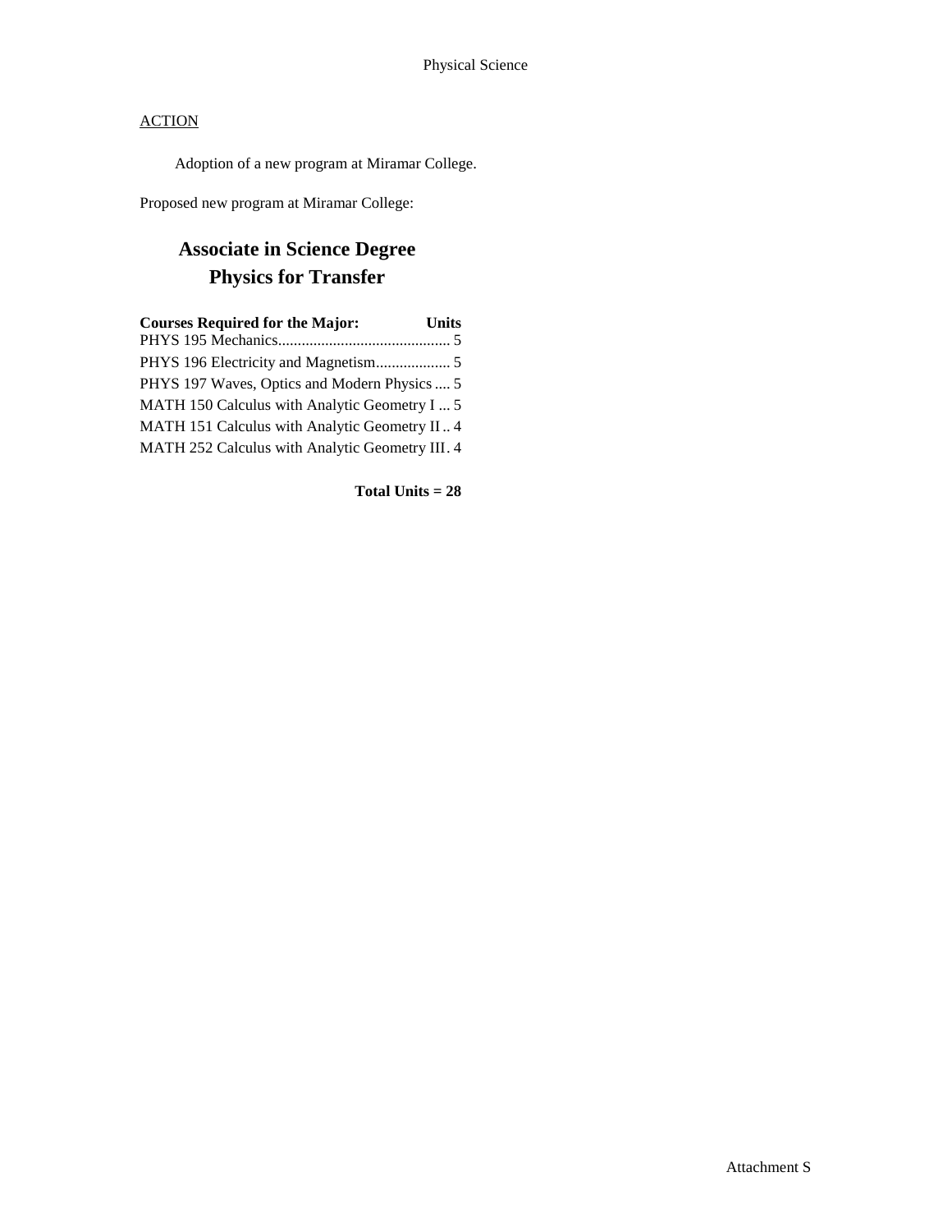Physical Science

ACTION

Adoption of a new program at Miramar College.

Proposed new program at Miramar College:

# Associate in Science Degree
# Physics for Transfer

| Courses Required for the Major: | Units |
|---|---|
| PHYS 195 Mechanics | 5 |
| PHYS 196 Electricity and Magnetism | 5 |
| PHYS 197 Waves, Optics and Modern Physics | 5 |
| MATH 150 Calculus with Analytic Geometry I | 5 |
| MATH 151 Calculus with Analytic Geometry II | 4 |
| MATH 252 Calculus with Analytic Geometry III | 4 |

**Total Units = 28**

Attachment S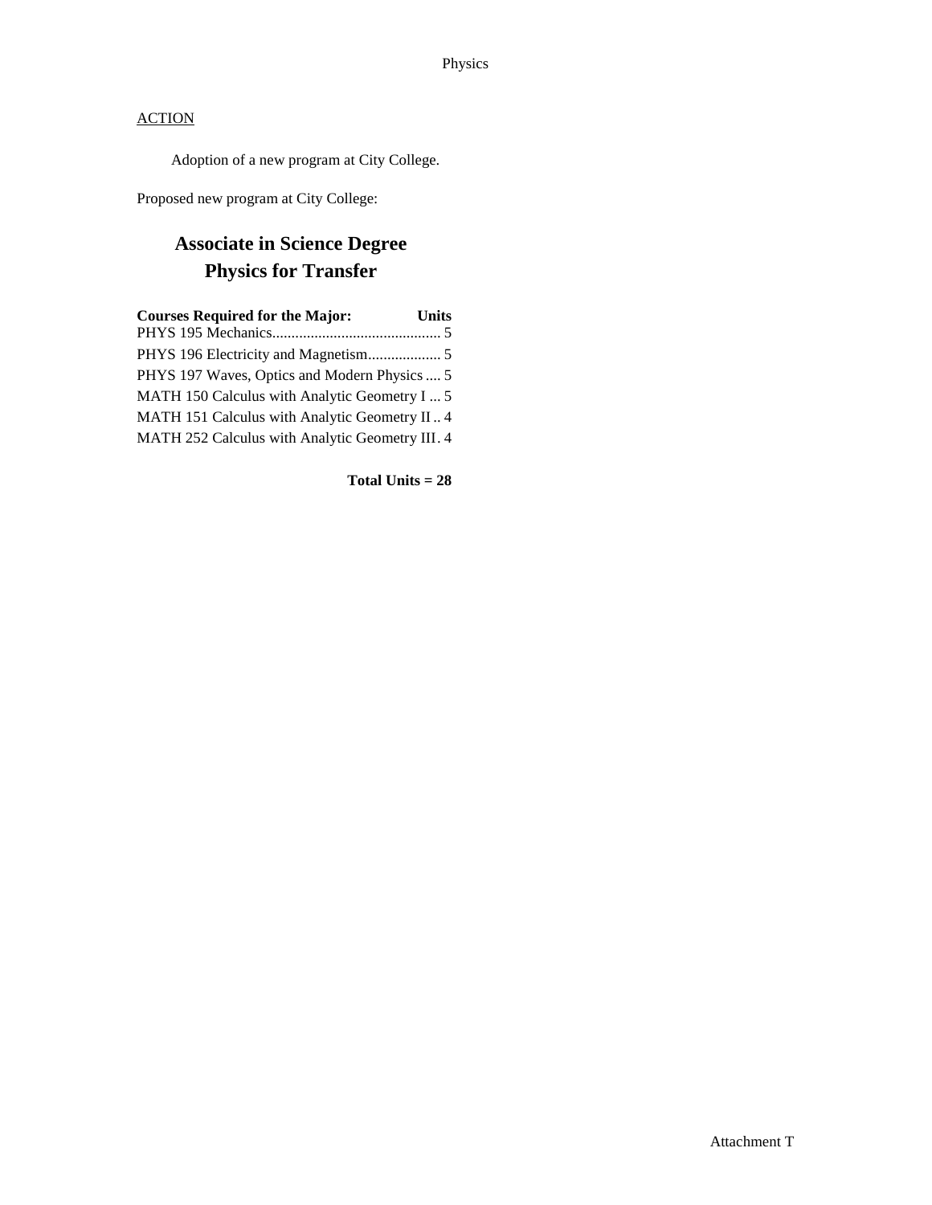ACTION

Adoption of a new program at City College.

Proposed new program at City College:

## Associate in Science Degree
## Physics for Transfer

| Courses Required for the Major: | Units |
|---|---|
| PHYS 195 Mechanics | 5 |
| PHYS 196 Electricity and Magnetism | 5 |
| PHYS 197 Waves, Optics and Modern Physics | 5 |
| MATH 150 Calculus with Analytic Geometry I | 5 |
| MATH 151 Calculus with Analytic Geometry II | 4 |
| MATH 252 Calculus with Analytic Geometry III | 4 |

**Total Units = 28**

Attachment T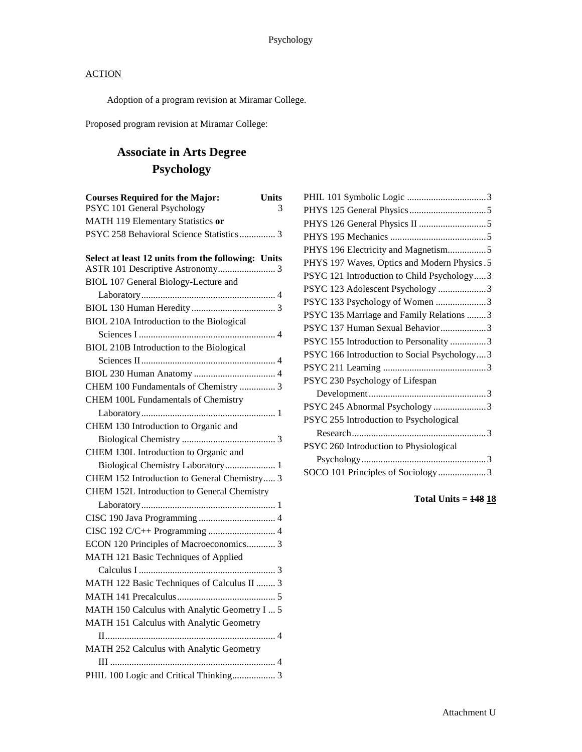Psychology

ACTION

Adoption of a program revision at Miramar College.

Proposed program revision at Miramar College:

## Associate in Arts Degree
## Psychology

| Courses Required for the Major: | Units |
|---|---|
| PSYC 101 General Psychology | 3 |
| MATH 119 Elementary Statistics **or** | |
| PSYC 258 Behavioral Science Statistics | 3 |

| Select at least 12 units from the following: | Units |
|---|---|
| ASTR 101 Descriptive Astronomy | 3 |
| BIOL 107 General Biology-Lecture and Laboratory | 4 |
| BIOL 130 Human Heredity | 3 |
| BIOL 210A Introduction to the Biological Sciences I | 4 |
| BIOL 210B Introduction to the Biological Sciences II | 4 |
| BIOL 230 Human Anatomy | 4 |
| CHEM 100 Fundamentals of Chemistry | 3 |
| CHEM 100L Fundamentals of Chemistry Laboratory | 1 |
| CHEM 130 Introduction to Organic and Biological Chemistry | 3 |
| CHEM 130L Introduction to Organic and Biological Chemistry Laboratory | 1 |
| CHEM 152 Introduction to General Chemistry | 3 |
| CHEM 152L Introduction to General Chemistry Laboratory | 1 |
| CISC 190 Java Programming | 4 |
| CISC 192 C/C++ Programming | 4 |
| ECON 120 Principles of Macroeconomics | 3 |
| MATH 121 Basic Techniques of Applied Calculus I | 3 |
| MATH 122 Basic Techniques of Calculus II | 3 |
| MATH 141 Precalculus | 5 |
| MATH 150 Calculus with Analytic Geometry I | 5 |
| MATH 151 Calculus with Analytic Geometry II | 4 |
| MATH 252 Calculus with Analytic Geometry III | 4 |
| PHIL 100 Logic and Critical Thinking | 3 |
| PHIL 101 Symbolic Logic | 3 |
| PHYS 125 General Physics | 5 |
| PHYS 126 General Physics II | 5 |
| PHYS 195 Mechanics | 5 |
| PHYS 196 Electricity and Magnetism | 5 |
| PHYS 197 Waves, Optics and Modern Physics | 5 |
| ~~PSYC 121 Introduction to Child Psychology~~ | ~~3~~ |
| PSYC 123 Adolescent Psychology | 3 |
| PSYC 133 Psychology of Women | 3 |
| PSYC 135 Marriage and Family Relations | 3 |
| PSYC 137 Human Sexual Behavior | 3 |
| PSYC 155 Introduction to Personality | 3 |
| PSYC 166 Introduction to Social Psychology | 3 |
| PSYC 211 Learning | 3 |
| PSYC 230 Psychology of Lifespan Development | 3 |
| PSYC 245 Abnormal Psychology | 3 |
| PSYC 255 Introduction to Psychological Research | 3 |
| PSYC 260 Introduction to Physiological Psychology | 3 |
| SOCO 101 Principles of Sociology | 3 |

**Total Units = ~~148~~ <u>18</u>**

Attachment U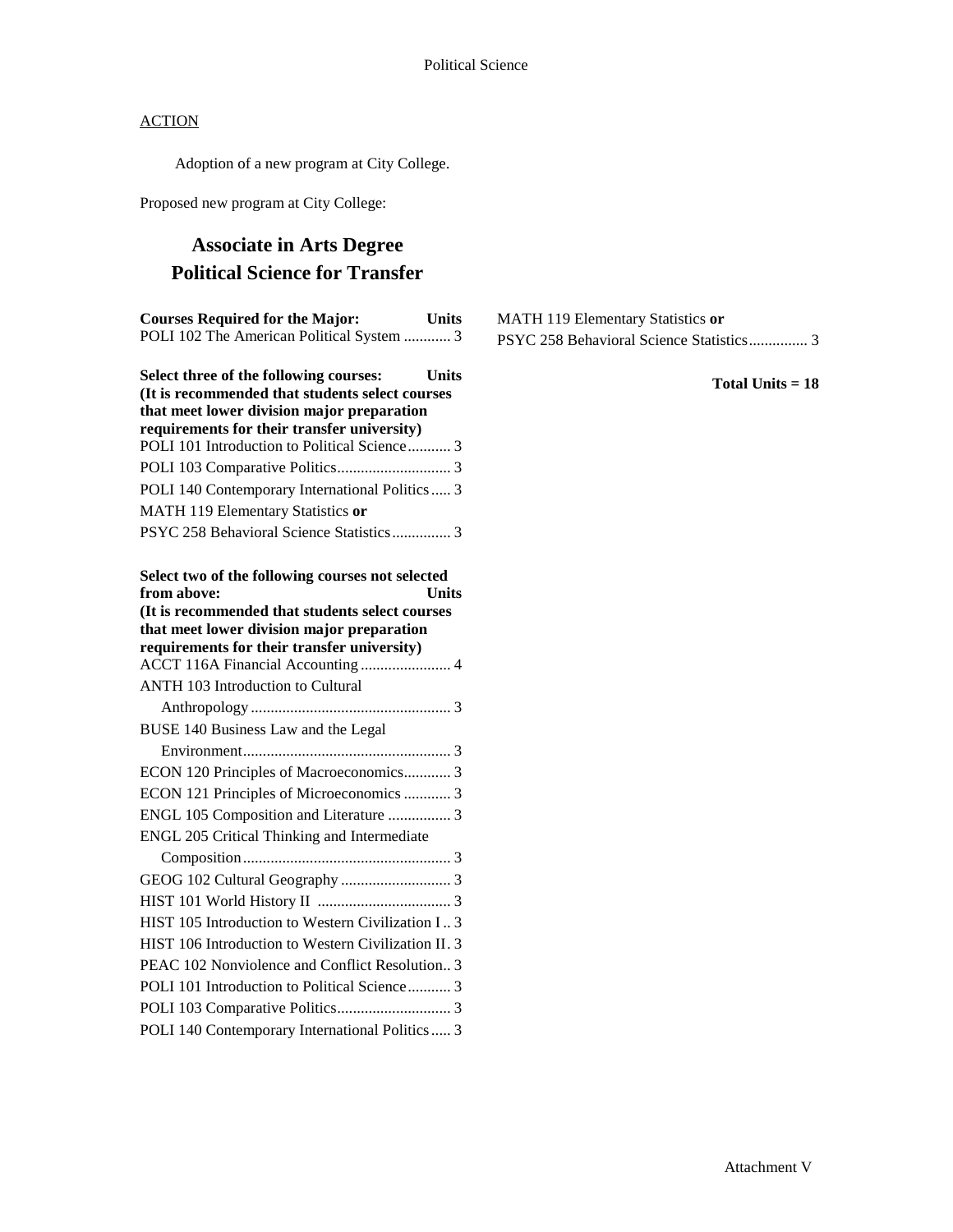ACTION

Adoption of a new program at City College.

Proposed new program at City College:

## Associate in Arts Degree
## Political Science for Transfer

| Courses Required for the Major: | Units |
|---|---|
| POLI 102 The American Political System | 3 |

**Select three of the following courses:** **Units**
**(It is recommended that students select courses that meet lower division major preparation requirements for their transfer university)**

| Course | Units |
|---|---|
| POLI 101 Introduction to Political Science | 3 |
| POLI 103 Comparative Politics | 3 |
| POLI 140 Contemporary International Politics | 3 |
| MATH 119 Elementary Statistics **or** PSYC 258 Behavioral Science Statistics | 3 |

**Select two of the following courses not selected from above:** **Units**
**(It is recommended that students select courses that meet lower division major preparation requirements for their transfer university)**

| Course | Units |
|---|---|
| ACCT 116A Financial Accounting | 4 |
| ANTH 103 Introduction to Cultural Anthropology | 3 |
| BUSE 140 Business Law and the Legal Environment | 3 |
| ECON 120 Principles of Macroeconomics | 3 |
| ECON 121 Principles of Microeconomics | 3 |
| ENGL 105 Composition and Literature | 3 |
| ENGL 205 Critical Thinking and Intermediate Composition | 3 |
| GEOG 102 Cultural Geography | 3 |
| HIST 101 World History II | 3 |
| HIST 105 Introduction to Western Civilization I | 3 |
| HIST 106 Introduction to Western Civilization II | 3 |
| PEAC 102 Nonviolence and Conflict Resolution | 3 |
| POLI 101 Introduction to Political Science | 3 |
| POLI 103 Comparative Politics | 3 |
| POLI 140 Contemporary International Politics | 3 |
| MATH 119 Elementary Statistics **or** PSYC 258 Behavioral Science Statistics | 3 |

**Total Units = 18**

Attachment V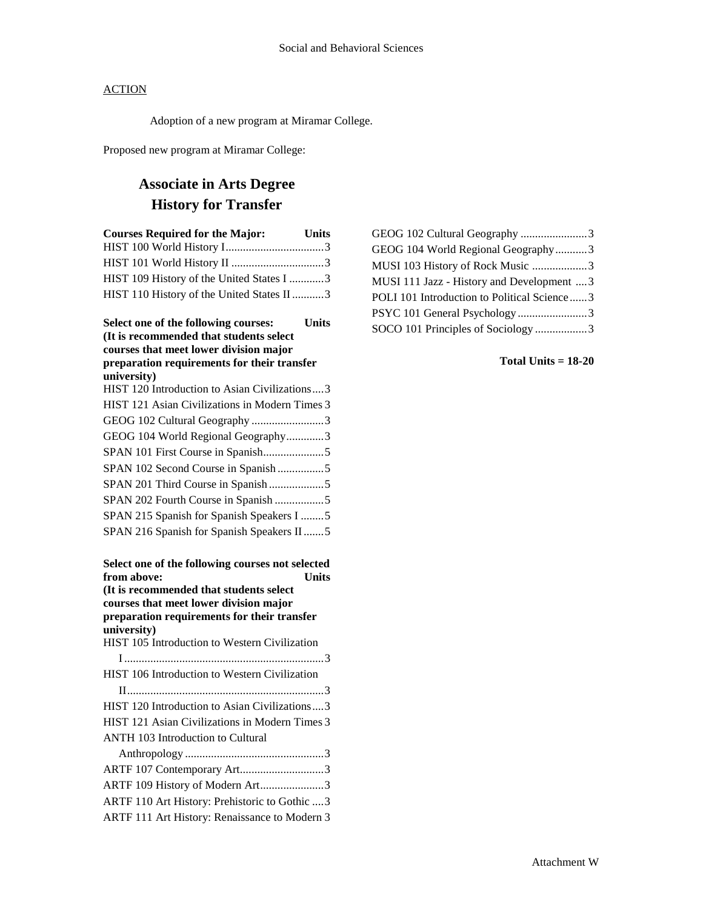ACTION

Adoption of a new program at Miramar College.

Proposed new program at Miramar College:

# Associate in Arts Degree History for Transfer

| Courses Required for the Major: | Units |
|---|---|
| HIST 100 World History I | 3 |
| HIST 101 World History II | 3 |
| HIST 109 History of the United States I | 3 |
| HIST 110 History of the United States II | 3 |

| Select one of the following courses: (It is recommended that students select courses that meet lower division major preparation requirements for their transfer university) | Units |
|---|---|
| HIST 120 Introduction to Asian Civilizations | 3 |
| HIST 121 Asian Civilizations in Modern Times | 3 |
| GEOG 102 Cultural Geography | 3 |
| GEOG 104 World Regional Geography | 3 |
| SPAN 101 First Course in Spanish | 5 |
| SPAN 102 Second Course in Spanish | 5 |
| SPAN 201 Third Course in Spanish | 5 |
| SPAN 202 Fourth Course in Spanish | 5 |
| SPAN 215 Spanish for Spanish Speakers I | 5 |
| SPAN 216 Spanish for Spanish Speakers II | 5 |

| Select one of the following courses not selected from above: (It is recommended that students select courses that meet lower division major preparation requirements for their transfer university) | Units |
|---|---|
| HIST 105 Introduction to Western Civilization I | 3 |
| HIST 106 Introduction to Western Civilization II | 3 |
| HIST 120 Introduction to Asian Civilizations | 3 |
| HIST 121 Asian Civilizations in Modern Times | 3 |
| ANTH 103 Introduction to Cultural Anthropology | 3 |
| ARTF 107 Contemporary Art | 3 |
| ARTF 109 History of Modern Art | 3 |
| ARTF 110 Art History: Prehistoric to Gothic | 3 |
| ARTF 111 Art History: Renaissance to Modern | 3 |
| GEOG 102 Cultural Geography | 3 |
| GEOG 104 World Regional Geography | 3 |
| MUSI 103 History of Rock Music | 3 |
| MUSI 111 Jazz - History and Development | 3 |
| POLI 101 Introduction to Political Science | 3 |
| PSYC 101 General Psychology | 3 |
| SOCO 101 Principles of Sociology | 3 |

**Total Units = 18-20**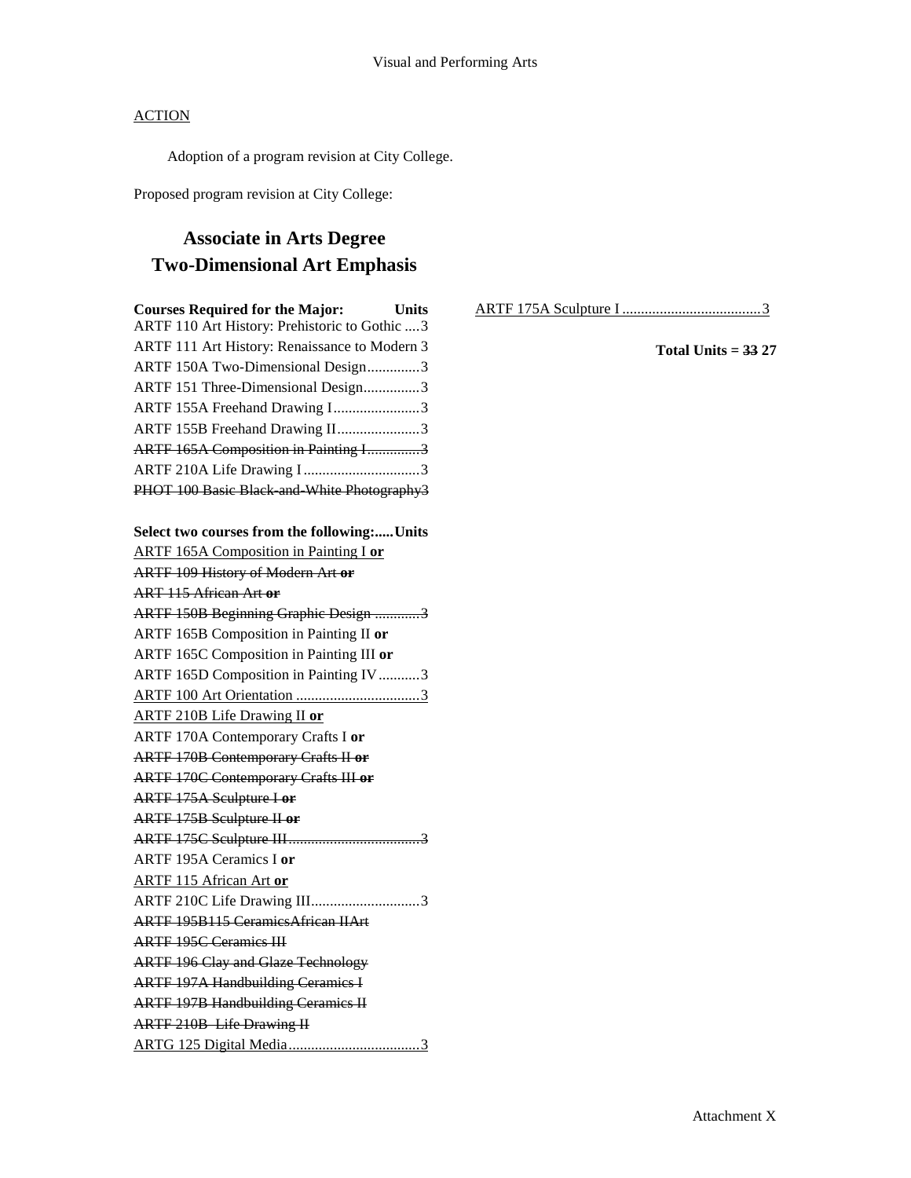ACTION

Adoption of a program revision at City College.

Proposed program revision at City College:

# Associate in Arts Degree
# Two-Dimensional Art Emphasis

| Courses Required for the Major: | Units |
|---|---|
| ARTF 110 Art History: Prehistoric to Gothic | 3 |
| ARTF 111 Art History: Renaissance to Modern | 3 |
| ARTF 150A Two-Dimensional Design | 3 |
| ARTF 151 Three-Dimensional Design | 3 |
| ARTF 155A Freehand Drawing I | 3 |
| ARTF 155B Freehand Drawing II | 3 |
| ~~ARTF 165A Composition in Painting I~~ | ~~3~~ |
| ARTF 210A Life Drawing I | 3 |
| ~~PHOT 100 Basic Black-and-White Photography~~ | ~~3~~ |

| Select two courses from the following: | Units |
|---|---|
| ARTF 165A Composition in Painting I **or** | |
| ~~ARTF 109 History of Modern Art **or**~~ | |
| ~~ART 115 African Art **or**~~ | |
| ~~ARTF 150B Beginning Graphic Design~~ | ~~3~~ |
| ARTF 165B Composition in Painting II **or** | |
| ARTF 165C Composition in Painting III **or** | |
| ARTF 165D Composition in Painting IV | 3 |
| ARTF 100 Art Orientation | 3 |
| ARTF 210B Life Drawing II **or** | |
| ARTF 170A Contemporary Crafts I **or** | |
| ~~ARTF 170B Contemporary Crafts II **or**~~ | |
| ~~ARTF 170C Contemporary Crafts III **or**~~ | |
| ~~ARTF 175A Sculpture I **or**~~ | |
| ~~ARTF 175B Sculpture II **or**~~ | |
| ~~ARTF 175C Sculpture III~~ | ~~3~~ |
| ARTF 195A Ceramics I **or** | |
| ARTF 115 African Art **or** | |
| ARTF 210C Life Drawing III | 3 |
| ~~ARTF 195B115 CeramicsAfrican IIArt~~ | |
| ~~ARTF 195C Ceramics III~~ | |
| ~~ARTF 196 Clay and Glaze Technology~~ | |
| ~~ARTF 197A Handbuilding Ceramics I~~ | |
| ~~ARTF 197B Handbuilding Ceramics II~~ | |
| ~~ARTF 210B Life Drawing II~~ | |
| ARTG 125 Digital Media | 3 |
| ARTF 175A Sculpture I | 3 |

**Total Units = ~~33~~ 27**

Attachment X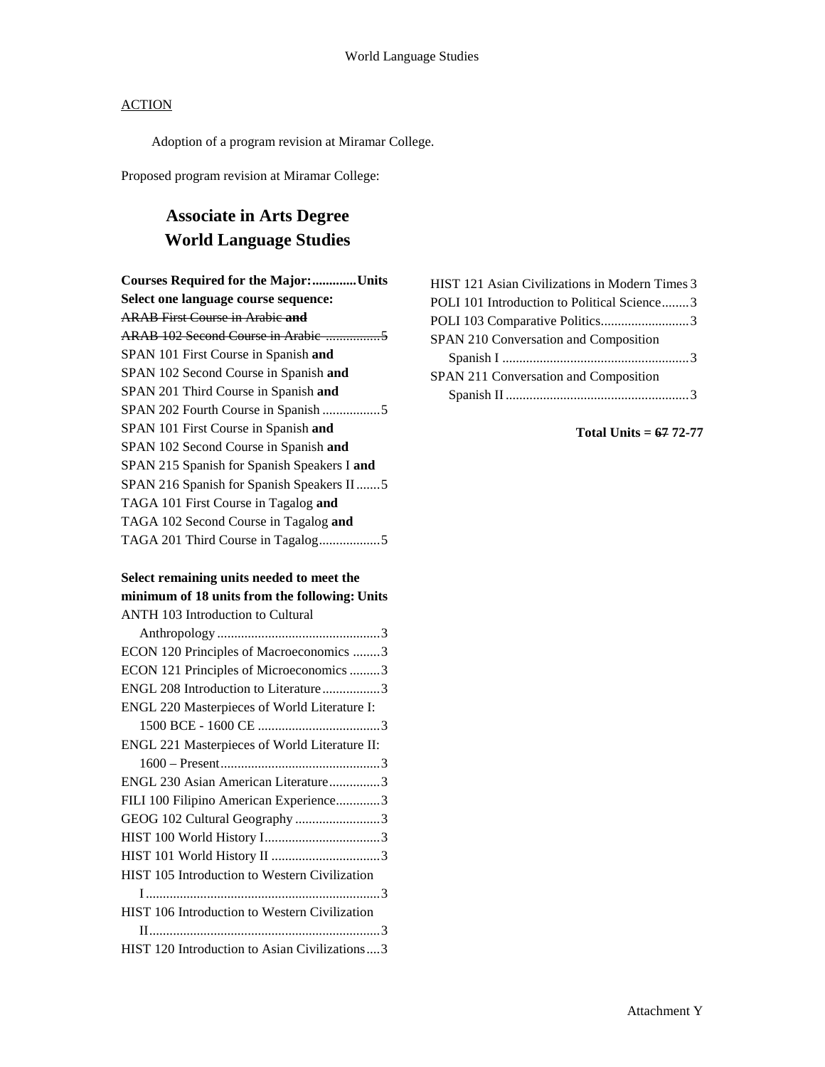ACTION

Adoption of a program revision at Miramar College.

Proposed program revision at Miramar College:

# Associate in Arts Degree
# World Language Studies

**Courses Required for the Major:............Units**

**Select one language course sequence:**

~~ARAB First Course in Arabic **and**~~
~~ARAB 102 Second Course in Arabic ................5~~

SPAN 101 First Course in Spanish **and**
SPAN 102 Second Course in Spanish **and**
SPAN 201 Third Course in Spanish **and**
SPAN 202 Fourth Course in Spanish .................5

SPAN 101 First Course in Spanish **and**
SPAN 102 Second Course in Spanish **and**
SPAN 215 Spanish for Spanish Speakers I **and**
SPAN 216 Spanish for Spanish Speakers II .......5

TAGA 101 First Course in Tagalog **and**
TAGA 102 Second Course in Tagalog **and**
TAGA 201 Third Course in Tagalog..................5

**Select remaining units needed to meet the minimum of 18 units from the following: Units**

ANTH 103 Introduction to Cultural Anthropology ................................................3
ECON 120 Principles of Macroeconomics ........3
ECON 121 Principles of Microeconomics .........3
ENGL 208 Introduction to Literature.................3
ENGL 220 Masterpieces of World Literature I: 1500 BCE - 1600 CE ....................................3
ENGL 221 Masterpieces of World Literature II: 1600 – Present...............................................3
ENGL 230 Asian American Literature...............3
FILI 100 Filipino American Experience.............3
GEOG 102 Cultural Geography .........................3
HIST 100 World History I..................................3
HIST 101 World History II ................................3
HIST 105 Introduction to Western Civilization I.....................................................................3
HIST 106 Introduction to Western Civilization II....................................................................3
HIST 120 Introduction to Asian Civilizations....3
HIST 121 Asian Civilizations in Modern Times 3
POLI 101 Introduction to Political Science........3
POLI 103 Comparative Politics..........................3
SPAN 210 Conversation and Composition Spanish I .......................................................3
SPAN 211 Conversation and Composition Spanish II ......................................................3

**Total Units = ~~67~~ 72-77**

Attachment Y